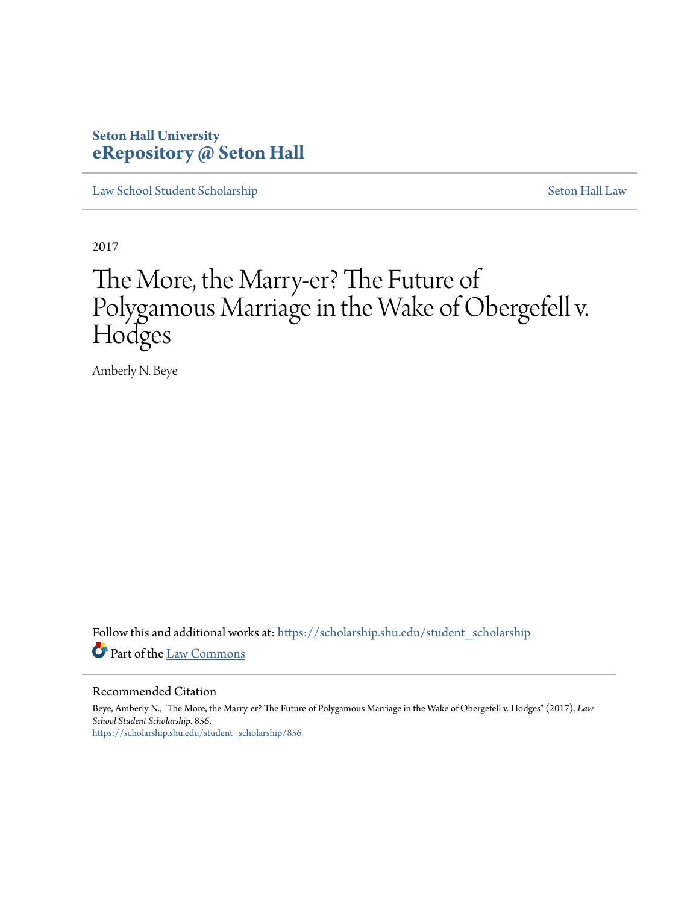**Seton Hall University**
**eRepository @ Seton Hall**

Law School Student Scholarship | Seton Hall Law

2017

# The More, the Marry-er? The Future of Polygamous Marriage in the Wake of Obergefell v. Hodges

Amberly N. Beye

Follow this and additional works at: https://scholarship.shu.edu/student_scholarship

Part of the Law Commons

## Recommended Citation

Beye, Amberly N., "The More, the Marry-er? The Future of Polygamous Marriage in the Wake of Obergefell v. Hodges" (2017). *Law School Student Scholarship*. 856.
https://scholarship.shu.edu/student_scholarship/856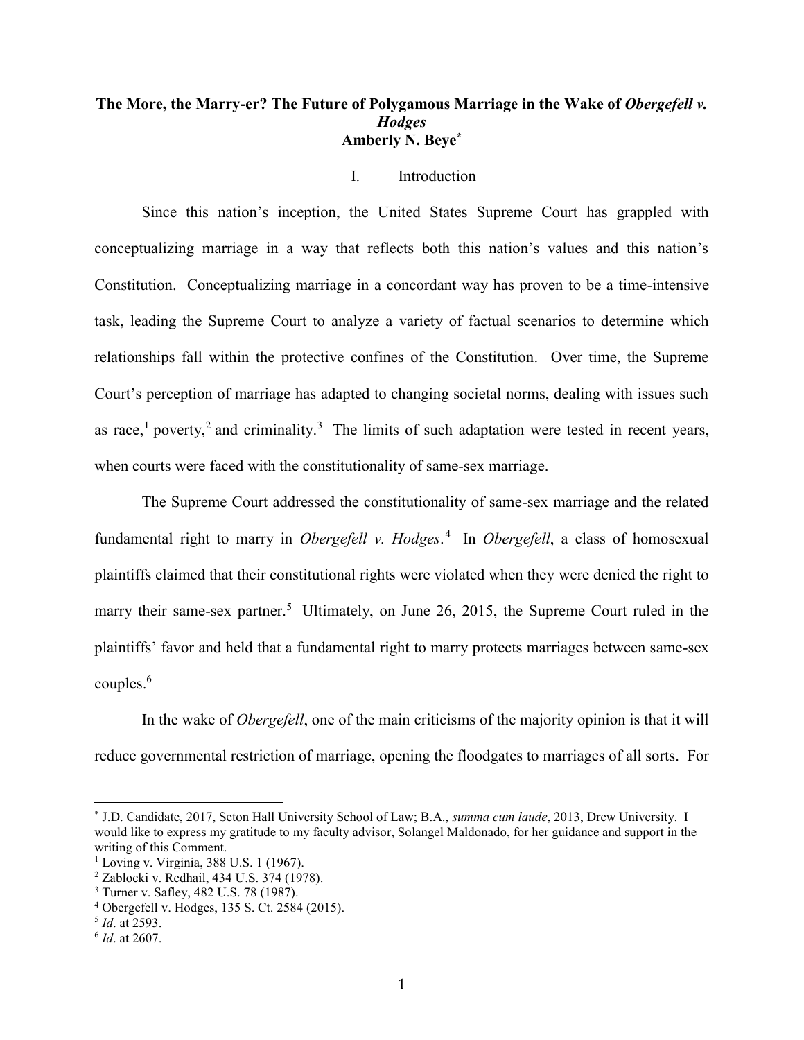# The More, the Marry-er? The Future of Polygamous Marriage in the Wake of *Obergefell v. Hodges*

**Amberly N. Beye***

## I. Introduction

Since this nation's inception, the United States Supreme Court has grappled with conceptualizing marriage in a way that reflects both this nation's values and this nation's Constitution. Conceptualizing marriage in a concordant way has proven to be a time-intensive task, leading the Supreme Court to analyze a variety of factual scenarios to determine which relationships fall within the protective confines of the Constitution. Over time, the Supreme Court's perception of marriage has adapted to changing societal norms, dealing with issues such as race,[1] poverty,[2] and criminality.[3] The limits of such adaptation were tested in recent years, when courts were faced with the constitutionality of same-sex marriage.

The Supreme Court addressed the constitutionality of same-sex marriage and the related fundamental right to marry in *Obergefell v. Hodges*.[4] In *Obergefell*, a class of homosexual plaintiffs claimed that their constitutional rights were violated when they were denied the right to marry their same-sex partner.[5] Ultimately, on June 26, 2015, the Supreme Court ruled in the plaintiffs' favor and held that a fundamental right to marry protects marriages between same-sex couples.[6]

In the wake of *Obergefell*, one of the main criticisms of the majority opinion is that it will reduce governmental restriction of marriage, opening the floodgates to marriages of all sorts. For

---

\* J.D. Candidate, 2017, Seton Hall University School of Law; B.A., *summa cum laude*, 2013, Drew University. I would like to express my gratitude to my faculty advisor, Solangel Maldonado, for her guidance and support in the writing of this Comment.

[1] Loving v. Virginia, 388 U.S. 1 (1967).

[2] Zablocki v. Redhail, 434 U.S. 374 (1978).

[3] Turner v. Safley, 482 U.S. 78 (1987).

[4] Obergefell v. Hodges, 135 S. Ct. 2584 (2015).

[5] *Id*. at 2593.

[6] *Id*. at 2607.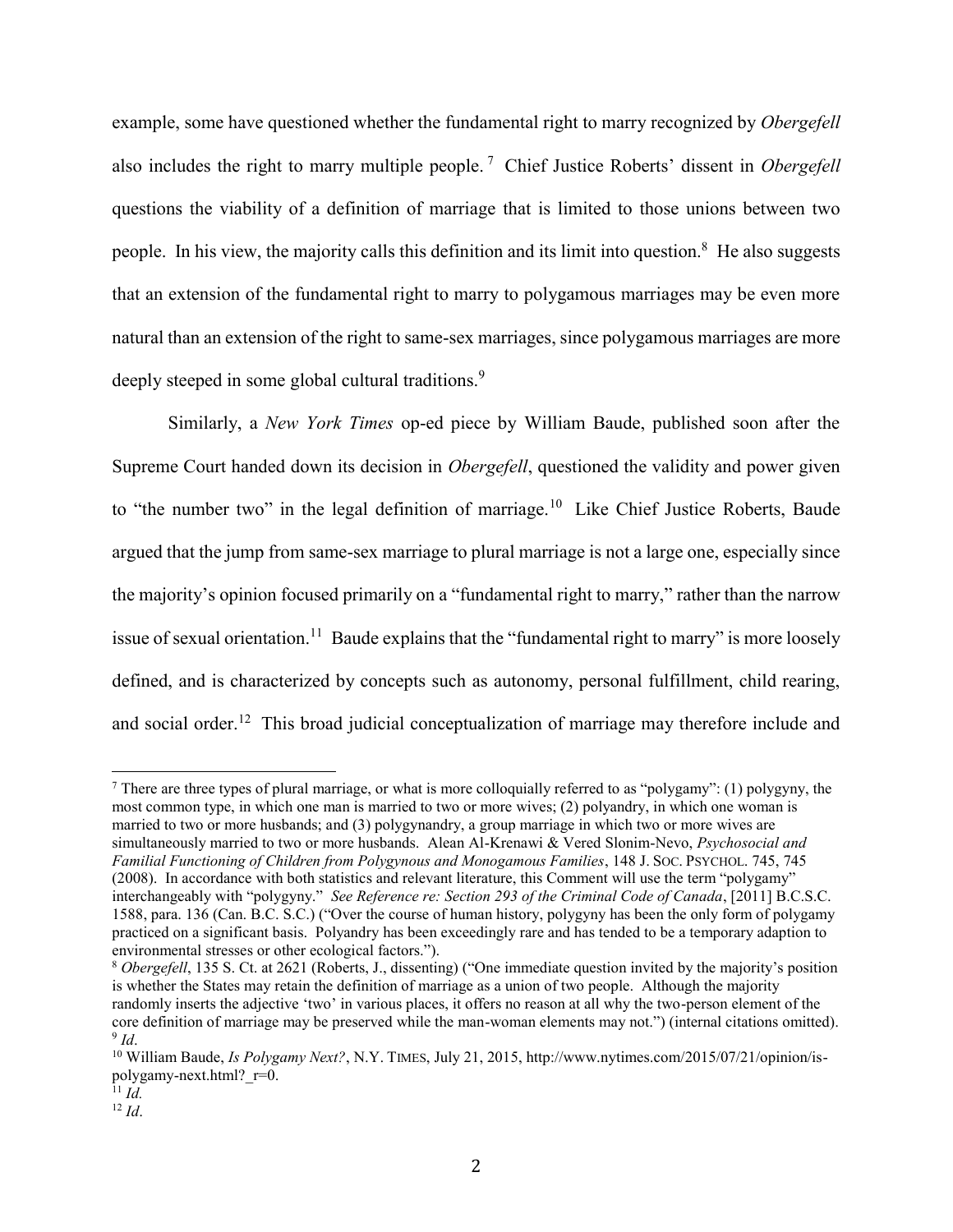example, some have questioned whether the fundamental right to marry recognized by *Obergefell* also includes the right to marry multiple people.[7] Chief Justice Roberts' dissent in *Obergefell* questions the viability of a definition of marriage that is limited to those unions between two people. In his view, the majority calls this definition and its limit into question.[8] He also suggests that an extension of the fundamental right to marry to polygamous marriages may be even more natural than an extension of the right to same-sex marriages, since polygamous marriages are more deeply steeped in some global cultural traditions.[9]

Similarly, a *New York Times* op-ed piece by William Baude, published soon after the Supreme Court handed down its decision in *Obergefell*, questioned the validity and power given to "the number two" in the legal definition of marriage.[10] Like Chief Justice Roberts, Baude argued that the jump from same-sex marriage to plural marriage is not a large one, especially since the majority's opinion focused primarily on a "fundamental right to marry," rather than the narrow issue of sexual orientation.[11] Baude explains that the "fundamental right to marry" is more loosely defined, and is characterized by concepts such as autonomy, personal fulfillment, child rearing, and social order.[12] This broad judicial conceptualization of marriage may therefore include and

---

[7] There are three types of plural marriage, or what is more colloquially referred to as "polygamy": (1) polygyny, the most common type, in which one man is married to two or more wives; (2) polyandry, in which one woman is married to two or more husbands; and (3) polygynandry, a group marriage in which two or more wives are simultaneously married to two or more husbands. Alean Al-Krenawi & Vered Slonim-Nevo, *Psychosocial and Familial Functioning of Children from Polygynous and Monogamous Families*, 148 J. SOC. PSYCHOL. 745, 745 (2008). In accordance with both statistics and relevant literature, this Comment will use the term "polygamy" interchangeably with "polygyny." *See Reference re: Section 293 of the Criminal Code of Canada*, [2011] B.C.S.C. 1588, para. 136 (Can. B.C. S.C.) ("Over the course of human history, polygyny has been the only form of polygamy practiced on a significant basis. Polyandry has been exceedingly rare and has tended to be a temporary adaption to environmental stresses or other ecological factors.").

[8] *Obergefell*, 135 S. Ct. at 2621 (Roberts, J., dissenting) ("One immediate question invited by the majority's position is whether the States may retain the definition of marriage as a union of two people. Although the majority randomly inserts the adjective 'two' in various places, it offers no reason at all why the two-person element of the core definition of marriage may be preserved while the man-woman elements may not.") (internal citations omitted).

[9] *Id*.

[10] William Baude, *Is Polygamy Next?*, N.Y. TIMES, July 21, 2015, http://www.nytimes.com/2015/07/21/opinion/is-polygamy-next.html?_r=0.

[11] *Id.*

[12] *Id*.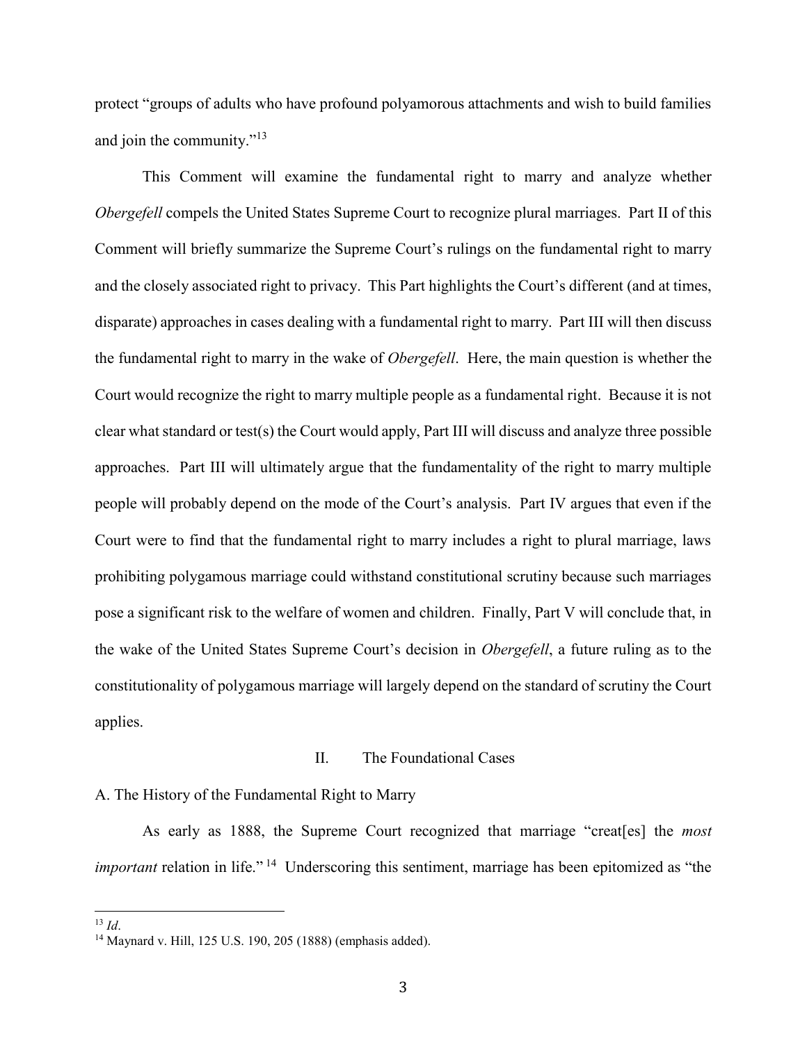protect "groups of adults who have profound polyamorous attachments and wish to build families and join the community."[13]

This Comment will examine the fundamental right to marry and analyze whether *Obergefell* compels the United States Supreme Court to recognize plural marriages. Part II of this Comment will briefly summarize the Supreme Court's rulings on the fundamental right to marry and the closely associated right to privacy. This Part highlights the Court's different (and at times, disparate) approaches in cases dealing with a fundamental right to marry. Part III will then discuss the fundamental right to marry in the wake of *Obergefell*. Here, the main question is whether the Court would recognize the right to marry multiple people as a fundamental right. Because it is not clear what standard or test(s) the Court would apply, Part III will discuss and analyze three possible approaches. Part III will ultimately argue that the fundamentality of the right to marry multiple people will probably depend on the mode of the Court's analysis. Part IV argues that even if the Court were to find that the fundamental right to marry includes a right to plural marriage, laws prohibiting polygamous marriage could withstand constitutional scrutiny because such marriages pose a significant risk to the welfare of women and children. Finally, Part V will conclude that, in the wake of the United States Supreme Court's decision in *Obergefell*, a future ruling as to the constitutionality of polygamous marriage will largely depend on the standard of scrutiny the Court applies.

## II. The Foundational Cases

### A. The History of the Fundamental Right to Marry

As early as 1888, the Supreme Court recognized that marriage "creat[es] the *most important* relation in life."[14] Underscoring this sentiment, marriage has been epitomized as "the

---

[13] *Id*.

[14] Maynard v. Hill, 125 U.S. 190, 205 (1888) (emphasis added).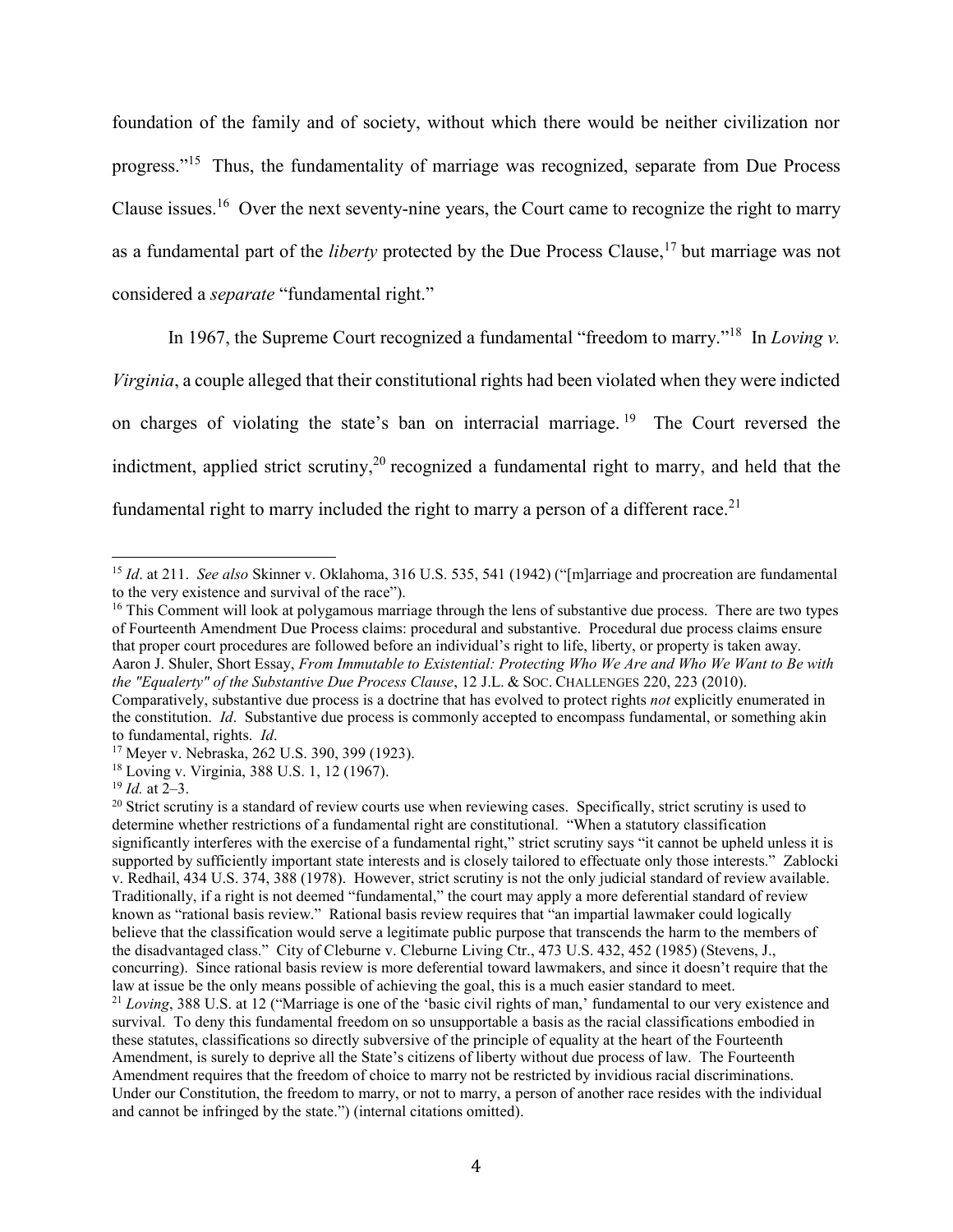foundation of the family and of society, without which there would be neither civilization nor progress."[15] Thus, the fundamentality of marriage was recognized, separate from Due Process Clause issues.[16] Over the next seventy-nine years, the Court came to recognize the right to marry as a fundamental part of the *liberty* protected by the Due Process Clause,[17] but marriage was not considered a *separate* "fundamental right."

In 1967, the Supreme Court recognized a fundamental "freedom to marry."[18] In *Loving v. Virginia*, a couple alleged that their constitutional rights had been violated when they were indicted on charges of violating the state's ban on interracial marriage.[19] The Court reversed the indictment, applied strict scrutiny,[20] recognized a fundamental right to marry, and held that the fundamental right to marry included the right to marry a person of a different race.[21]

---

[15] *Id*. at 211. *See also* Skinner v. Oklahoma, 316 U.S. 535, 541 (1942) ("[m]arriage and procreation are fundamental to the very existence and survival of the race").

[16] This Comment will look at polygamous marriage through the lens of substantive due process. There are two types of Fourteenth Amendment Due Process claims: procedural and substantive. Procedural due process claims ensure that proper court procedures are followed before an individual's right to life, liberty, or property is taken away. Aaron J. Shuler, Short Essay, *From Immutable to Existential: Protecting Who We Are and Who We Want to Be with the "Equalerty" of the Substantive Due Process Clause*, 12 J.L. & SOC. CHALLENGES 220, 223 (2010). Comparatively, substantive due process is a doctrine that has evolved to protect rights *not* explicitly enumerated in the constitution. *Id*. Substantive due process is commonly accepted to encompass fundamental, or something akin to fundamental, rights. *Id*.

[17] Meyer v. Nebraska, 262 U.S. 390, 399 (1923).

[18] Loving v. Virginia, 388 U.S. 1, 12 (1967).

[19] *Id.* at 2–3.

[20] Strict scrutiny is a standard of review courts use when reviewing cases. Specifically, strict scrutiny is used to determine whether restrictions of a fundamental right are constitutional. "When a statutory classification significantly interferes with the exercise of a fundamental right," strict scrutiny says "it cannot be upheld unless it is supported by sufficiently important state interests and is closely tailored to effectuate only those interests." Zablocki v. Redhail, 434 U.S. 374, 388 (1978). However, strict scrutiny is not the only judicial standard of review available. Traditionally, if a right is not deemed "fundamental," the court may apply a more deferential standard of review known as "rational basis review." Rational basis review requires that "an impartial lawmaker could logically believe that the classification would serve a legitimate public purpose that transcends the harm to the members of the disadvantaged class." City of Cleburne v. Cleburne Living Ctr., 473 U.S. 432, 452 (1985) (Stevens, J., concurring). Since rational basis review is more deferential toward lawmakers, and since it doesn't require that the law at issue be the only means possible of achieving the goal, this is a much easier standard to meet.

[21] *Loving*, 388 U.S. at 12 ("Marriage is one of the 'basic civil rights of man,' fundamental to our very existence and survival. To deny this fundamental freedom on so unsupportable a basis as the racial classifications embodied in these statutes, classifications so directly subversive of the principle of equality at the heart of the Fourteenth Amendment, is surely to deprive all the State's citizens of liberty without due process of law. The Fourteenth Amendment requires that the freedom of choice to marry not be restricted by invidious racial discriminations. Under our Constitution, the freedom to marry, or not to marry, a person of another race resides with the individual and cannot be infringed by the state.") (internal citations omitted).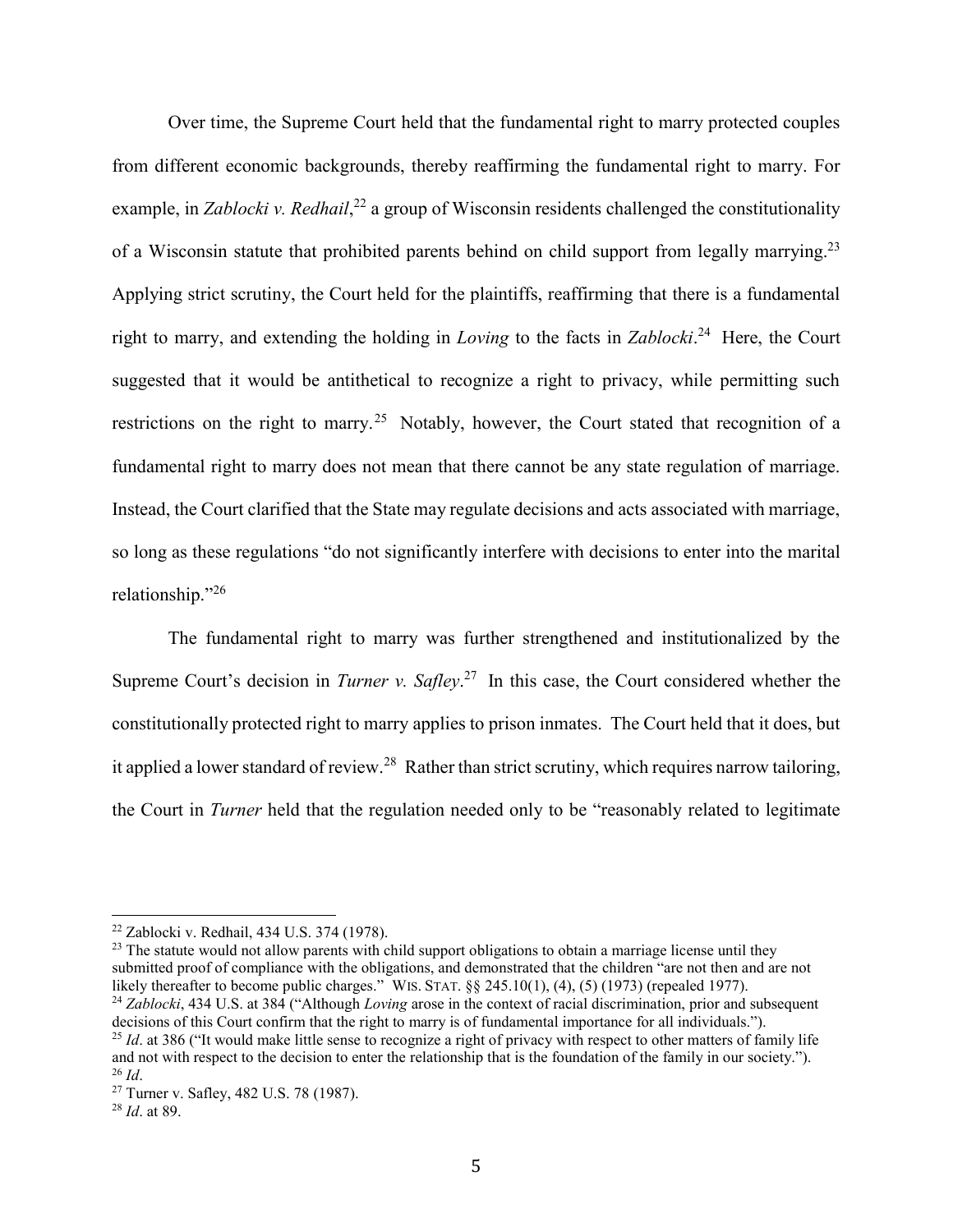Over time, the Supreme Court held that the fundamental right to marry protected couples from different economic backgrounds, thereby reaffirming the fundamental right to marry. For example, in *Zablocki v. Redhail*,[22] a group of Wisconsin residents challenged the constitutionality of a Wisconsin statute that prohibited parents behind on child support from legally marrying.[23] Applying strict scrutiny, the Court held for the plaintiffs, reaffirming that there is a fundamental right to marry, and extending the holding in *Loving* to the facts in *Zablocki*.[24] Here, the Court suggested that it would be antithetical to recognize a right to privacy, while permitting such restrictions on the right to marry.[25] Notably, however, the Court stated that recognition of a fundamental right to marry does not mean that there cannot be any state regulation of marriage. Instead, the Court clarified that the State may regulate decisions and acts associated with marriage, so long as these regulations "do not significantly interfere with decisions to enter into the marital relationship."[26]

The fundamental right to marry was further strengthened and institutionalized by the Supreme Court's decision in *Turner v. Safley*.[27] In this case, the Court considered whether the constitutionally protected right to marry applies to prison inmates. The Court held that it does, but it applied a lower standard of review.[28] Rather than strict scrutiny, which requires narrow tailoring, the Court in *Turner* held that the regulation needed only to be "reasonably related to legitimate

---

[22] Zablocki v. Redhail, 434 U.S. 374 (1978).

[23] The statute would not allow parents with child support obligations to obtain a marriage license until they submitted proof of compliance with the obligations, and demonstrated that the children "are not then and are not likely thereafter to become public charges." WIS. STAT. §§ 245.10(1), (4), (5) (1973) (repealed 1977).

[24] *Zablocki*, 434 U.S. at 384 ("Although *Loving* arose in the context of racial discrimination, prior and subsequent decisions of this Court confirm that the right to marry is of fundamental importance for all individuals.").

[25] *Id*. at 386 ("It would make little sense to recognize a right of privacy with respect to other matters of family life and not with respect to the decision to enter the relationship that is the foundation of the family in our society.").

[26] *Id*.

[27] Turner v. Safley, 482 U.S. 78 (1987).

[28] *Id*. at 89.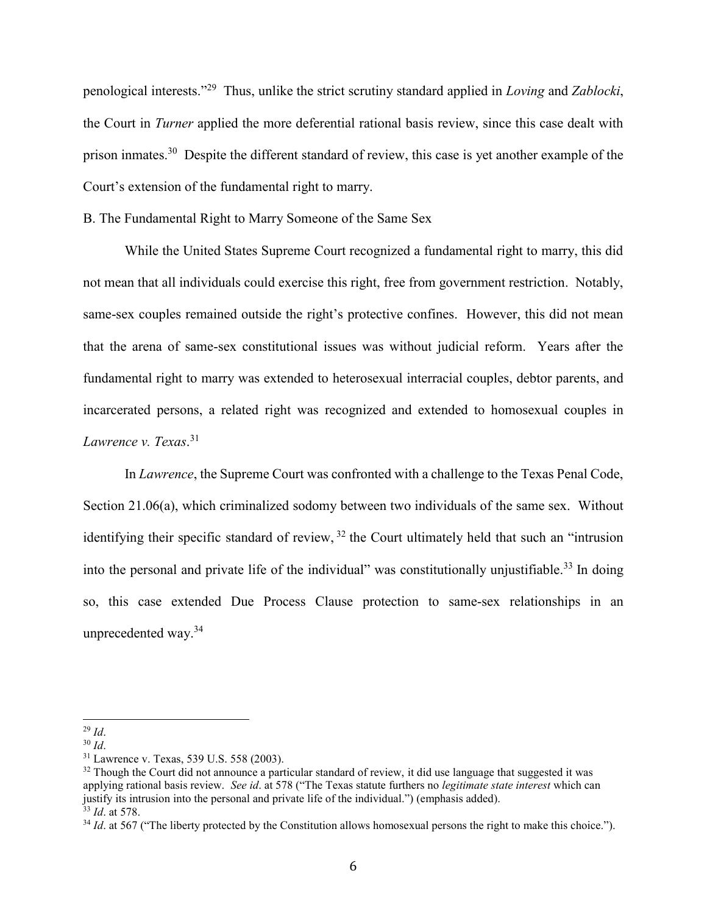penological interests."[29] Thus, unlike the strict scrutiny standard applied in *Loving* and *Zablocki*, the Court in *Turner* applied the more deferential rational basis review, since this case dealt with prison inmates.[30] Despite the different standard of review, this case is yet another example of the Court's extension of the fundamental right to marry.

B. The Fundamental Right to Marry Someone of the Same Sex

While the United States Supreme Court recognized a fundamental right to marry, this did not mean that all individuals could exercise this right, free from government restriction. Notably, same-sex couples remained outside the right's protective confines. However, this did not mean that the arena of same-sex constitutional issues was without judicial reform. Years after the fundamental right to marry was extended to heterosexual interracial couples, debtor parents, and incarcerated persons, a related right was recognized and extended to homosexual couples in *Lawrence v. Texas*.[31]

In *Lawrence*, the Supreme Court was confronted with a challenge to the Texas Penal Code, Section 21.06(a), which criminalized sodomy between two individuals of the same sex. Without identifying their specific standard of review,[32] the Court ultimately held that such an "intrusion into the personal and private life of the individual" was constitutionally unjustifiable.[33] In doing so, this case extended Due Process Clause protection to same-sex relationships in an unprecedented way.[34]

---

[29] *Id*.

[30] *Id*.

[31] Lawrence v. Texas, 539 U.S. 558 (2003).

[32] Though the Court did not announce a particular standard of review, it did use language that suggested it was applying rational basis review. *See id*. at 578 ("The Texas statute furthers no *legitimate state interest* which can justify its intrusion into the personal and private life of the individual.") (emphasis added).

[33] *Id*. at 578.

[34] *Id*. at 567 ("The liberty protected by the Constitution allows homosexual persons the right to make this choice.").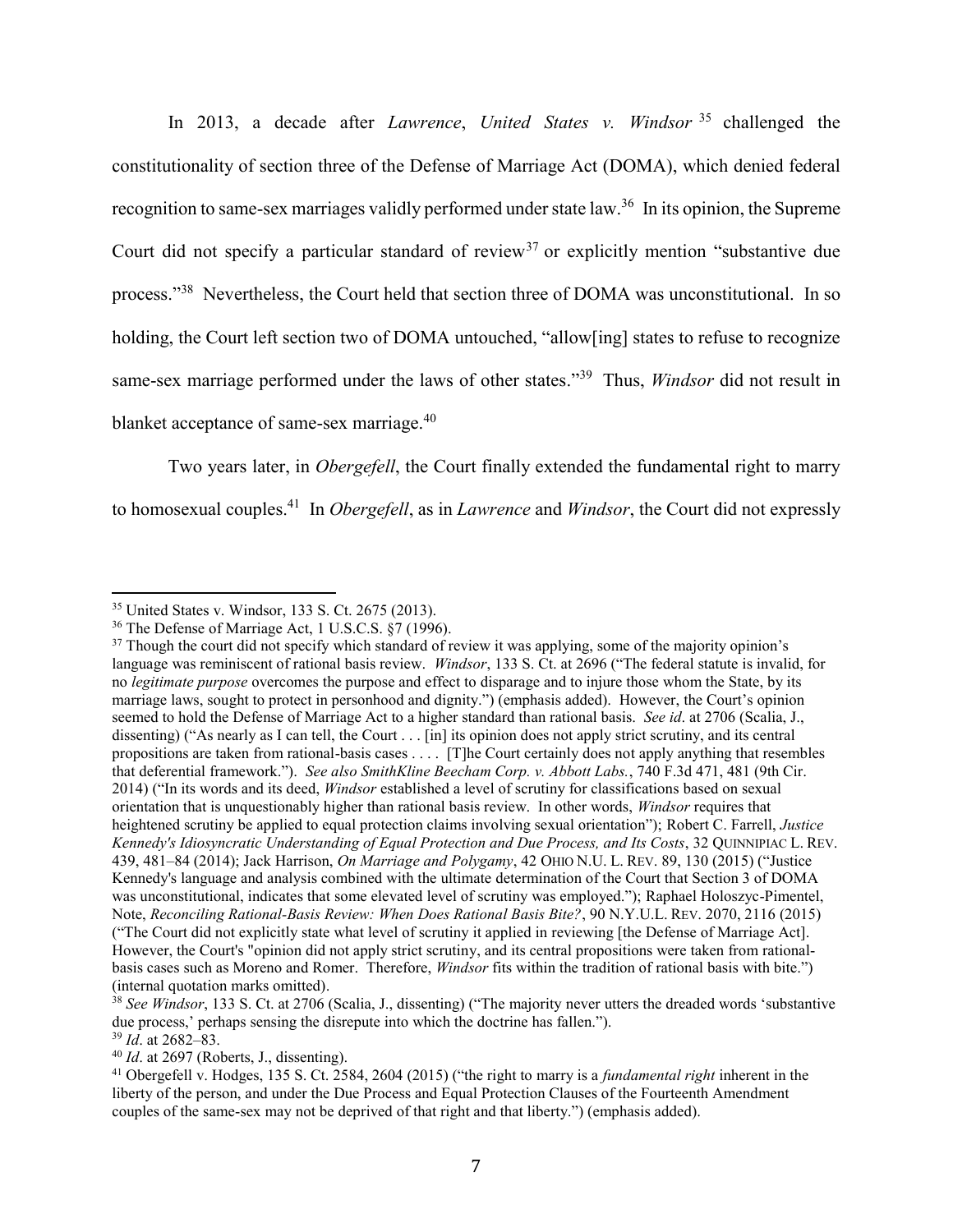In 2013, a decade after *Lawrence*, *United States v. Windsor* [35] challenged the constitutionality of section three of the Defense of Marriage Act (DOMA), which denied federal recognition to same-sex marriages validly performed under state law.[36] In its opinion, the Supreme Court did not specify a particular standard of review[37] or explicitly mention "substantive due process."[38] Nevertheless, the Court held that section three of DOMA was unconstitutional. In so holding, the Court left section two of DOMA untouched, "allow[ing] states to refuse to recognize same-sex marriage performed under the laws of other states."[39] Thus, *Windsor* did not result in blanket acceptance of same-sex marriage.[40]

Two years later, in *Obergefell*, the Court finally extended the fundamental right to marry to homosexual couples.[41] In *Obergefell*, as in *Lawrence* and *Windsor*, the Court did not expressly

---

[35] United States v. Windsor, 133 S. Ct. 2675 (2013).

[36] The Defense of Marriage Act, 1 U.S.C.S. §7 (1996).

[37] Though the court did not specify which standard of review it was applying, some of the majority opinion's language was reminiscent of rational basis review. *Windsor*, 133 S. Ct. at 2696 ("The federal statute is invalid, for no *legitimate purpose* overcomes the purpose and effect to disparage and to injure those whom the State, by its marriage laws, sought to protect in personhood and dignity.") (emphasis added). However, the Court's opinion seemed to hold the Defense of Marriage Act to a higher standard than rational basis. *See id*. at 2706 (Scalia, J., dissenting) ("As nearly as I can tell, the Court . . . [in] its opinion does not apply strict scrutiny, and its central propositions are taken from rational-basis cases . . . . [T]he Court certainly does not apply anything that resembles that deferential framework."). *See also SmithKline Beecham Corp. v. Abbott Labs.*, 740 F.3d 471, 481 (9th Cir. 2014) ("In its words and its deed, *Windsor* established a level of scrutiny for classifications based on sexual orientation that is unquestionably higher than rational basis review. In other words, *Windsor* requires that heightened scrutiny be applied to equal protection claims involving sexual orientation"); Robert C. Farrell, *Justice Kennedy's Idiosyncratic Understanding of Equal Protection and Due Process, and Its Costs*, 32 QUINNIPIAC L. REV. 439, 481–84 (2014); Jack Harrison, *On Marriage and Polygamy*, 42 OHIO N.U. L. REV. 89, 130 (2015) ("Justice Kennedy's language and analysis combined with the ultimate determination of the Court that Section 3 of DOMA was unconstitutional, indicates that some elevated level of scrutiny was employed."); Raphael Holoszyc-Pimentel, Note, *Reconciling Rational-Basis Review: When Does Rational Basis Bite?*, 90 N.Y.U.L. REV. 2070, 2116 (2015) ("The Court did not explicitly state what level of scrutiny it applied in reviewing [the Defense of Marriage Act]. However, the Court's "opinion did not apply strict scrutiny, and its central propositions were taken from rational-basis cases such as Moreno and Romer. Therefore, *Windsor* fits within the tradition of rational basis with bite.") (internal quotation marks omitted).

[38] *See Windsor*, 133 S. Ct. at 2706 (Scalia, J., dissenting) ("The majority never utters the dreaded words 'substantive due process,' perhaps sensing the disrepute into which the doctrine has fallen.").

[39] *Id*. at 2682–83.

[40] *Id*. at 2697 (Roberts, J., dissenting).

[41] Obergefell v. Hodges, 135 S. Ct. 2584, 2604 (2015) ("the right to marry is a *fundamental right* inherent in the liberty of the person, and under the Due Process and Equal Protection Clauses of the Fourteenth Amendment couples of the same-sex may not be deprived of that right and that liberty.") (emphasis added).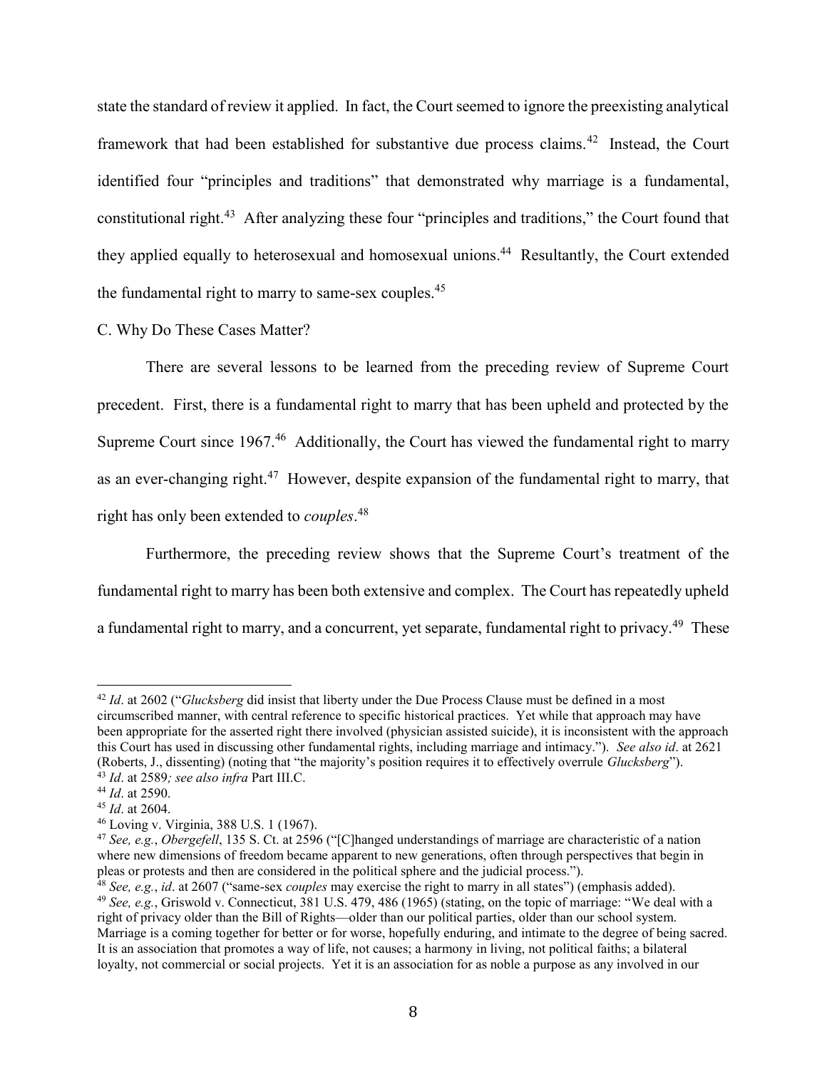state the standard of review it applied. In fact, the Court seemed to ignore the preexisting analytical framework that had been established for substantive due process claims.[42] Instead, the Court identified four "principles and traditions" that demonstrated why marriage is a fundamental, constitutional right.[43] After analyzing these four "principles and traditions," the Court found that they applied equally to heterosexual and homosexual unions.[44] Resultantly, the Court extended the fundamental right to marry to same-sex couples.[45]

### C. Why Do These Cases Matter?

There are several lessons to be learned from the preceding review of Supreme Court precedent. First, there is a fundamental right to marry that has been upheld and protected by the Supreme Court since 1967.[46] Additionally, the Court has viewed the fundamental right to marry as an ever-changing right.[47] However, despite expansion of the fundamental right to marry, that right has only been extended to *couples*.[48]

Furthermore, the preceding review shows that the Supreme Court's treatment of the fundamental right to marry has been both extensive and complex. The Court has repeatedly upheld a fundamental right to marry, and a concurrent, yet separate, fundamental right to privacy.[49] These

---

[42] *Id*. at 2602 ("*Glucksberg* did insist that liberty under the Due Process Clause must be defined in a most circumscribed manner, with central reference to specific historical practices. Yet while that approach may have been appropriate for the asserted right there involved (physician assisted suicide), it is inconsistent with the approach this Court has used in discussing other fundamental rights, including marriage and intimacy."). *See also id*. at 2621 (Roberts, J., dissenting) (noting that "the majority's position requires it to effectively overrule *Glucksberg*").

[43] *Id*. at 2589*; see also infra* Part III.C.

[44] *Id*. at 2590.

[45] *Id*. at 2604.

[46] Loving v. Virginia, 388 U.S. 1 (1967).

[47] *See, e.g.*, *Obergefell*, 135 S. Ct. at 2596 ("[C]hanged understandings of marriage are characteristic of a nation where new dimensions of freedom became apparent to new generations, often through perspectives that begin in pleas or protests and then are considered in the political sphere and the judicial process.").

[48] *See, e.g.*, *id*. at 2607 ("same-sex *couples* may exercise the right to marry in all states") (emphasis added).

[49] *See, e.g.*, Griswold v. Connecticut, 381 U.S. 479, 486 (1965) (stating, on the topic of marriage: "We deal with a right of privacy older than the Bill of Rights—older than our political parties, older than our school system. Marriage is a coming together for better or for worse, hopefully enduring, and intimate to the degree of being sacred. It is an association that promotes a way of life, not causes; a harmony in living, not political faiths; a bilateral loyalty, not commercial or social projects. Yet it is an association for as noble a purpose as any involved in our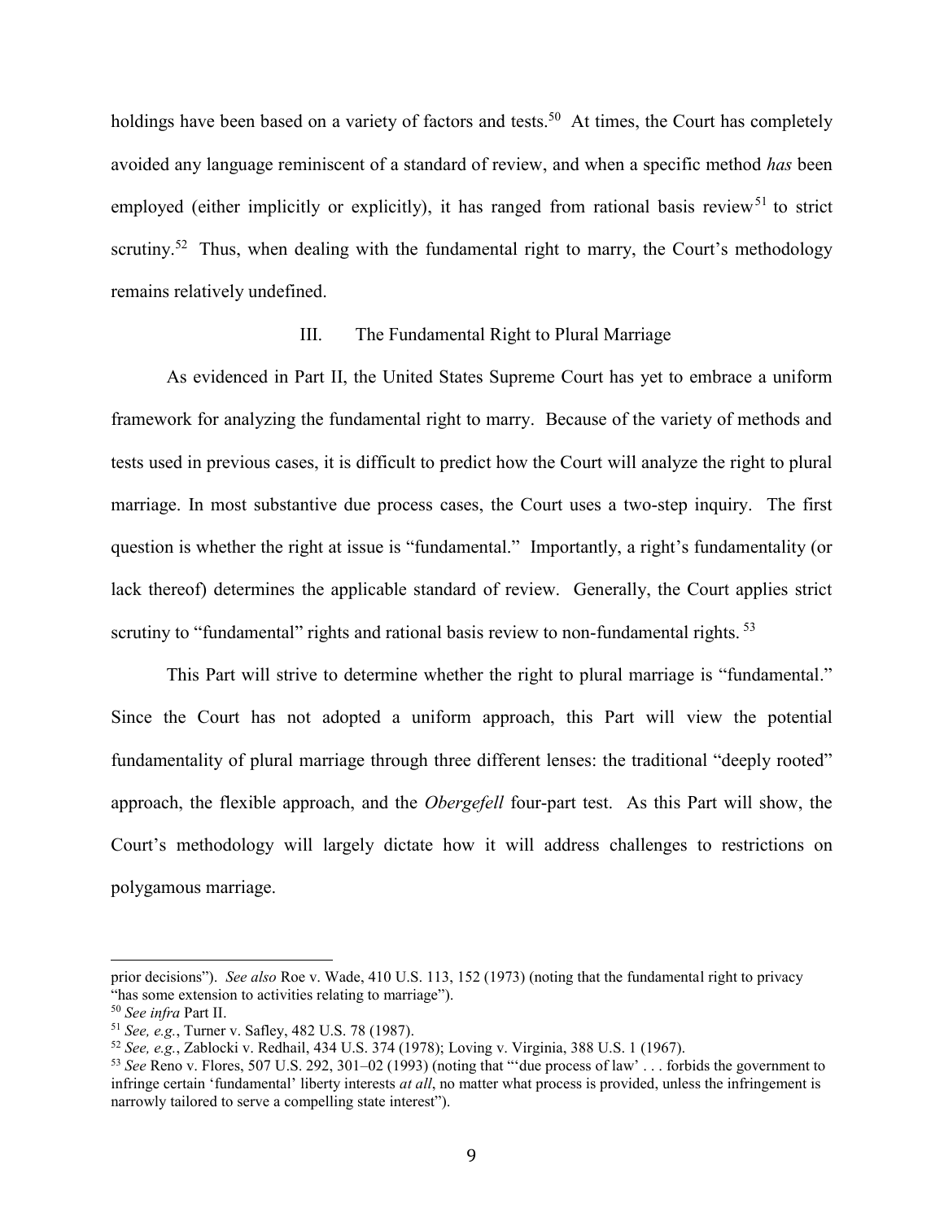holdings have been based on a variety of factors and tests.[50] At times, the Court has completely avoided any language reminiscent of a standard of review, and when a specific method *has* been employed (either implicitly or explicitly), it has ranged from rational basis review[51] to strict scrutiny.[52] Thus, when dealing with the fundamental right to marry, the Court's methodology remains relatively undefined.

## III. The Fundamental Right to Plural Marriage

As evidenced in Part II, the United States Supreme Court has yet to embrace a uniform framework for analyzing the fundamental right to marry. Because of the variety of methods and tests used in previous cases, it is difficult to predict how the Court will analyze the right to plural marriage. In most substantive due process cases, the Court uses a two-step inquiry. The first question is whether the right at issue is "fundamental." Importantly, a right's fundamentality (or lack thereof) determines the applicable standard of review. Generally, the Court applies strict scrutiny to "fundamental" rights and rational basis review to non-fundamental rights.[53]

This Part will strive to determine whether the right to plural marriage is "fundamental." Since the Court has not adopted a uniform approach, this Part will view the potential fundamentality of plural marriage through three different lenses: the traditional "deeply rooted" approach, the flexible approach, and the *Obergefell* four-part test. As this Part will show, the Court's methodology will largely dictate how it will address challenges to restrictions on polygamous marriage.

---

prior decisions"). *See also* Roe v. Wade, 410 U.S. 113, 152 (1973) (noting that the fundamental right to privacy "has some extension to activities relating to marriage").

[50] *See infra* Part II.

[51] *See, e.g.*, Turner v. Safley, 482 U.S. 78 (1987).

[52] *See, e.g.*, Zablocki v. Redhail, 434 U.S. 374 (1978); Loving v. Virginia, 388 U.S. 1 (1967).

[53] *See* Reno v. Flores, 507 U.S. 292, 301–02 (1993) (noting that "'due process of law' . . . forbids the government to infringe certain 'fundamental' liberty interests *at all*, no matter what process is provided, unless the infringement is narrowly tailored to serve a compelling state interest").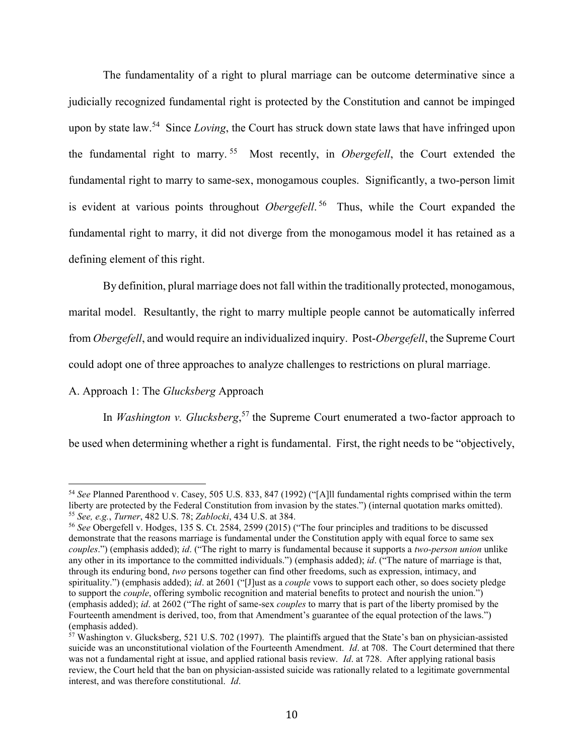The fundamentality of a right to plural marriage can be outcome determinative since a judicially recognized fundamental right is protected by the Constitution and cannot be impinged upon by state law.[54] Since *Loving*, the Court has struck down state laws that have infringed upon the fundamental right to marry.[55] Most recently, in *Obergefell*, the Court extended the fundamental right to marry to same-sex, monogamous couples. Significantly, a two-person limit is evident at various points throughout *Obergefell*.[56] Thus, while the Court expanded the fundamental right to marry, it did not diverge from the monogamous model it has retained as a defining element of this right.

By definition, plural marriage does not fall within the traditionally protected, monogamous, marital model. Resultantly, the right to marry multiple people cannot be automatically inferred from *Obergefell*, and would require an individualized inquiry. Post-*Obergefell*, the Supreme Court could adopt one of three approaches to analyze challenges to restrictions on plural marriage.

A. Approach 1: The *Glucksberg* Approach

In *Washington v. Glucksberg*,[57] the Supreme Court enumerated a two-factor approach to be used when determining whether a right is fundamental. First, the right needs to be "objectively,

---

[54] *See* Planned Parenthood v. Casey, 505 U.S. 833, 847 (1992) ("[A]ll fundamental rights comprised within the term liberty are protected by the Federal Constitution from invasion by the states.") (internal quotation marks omitted).

[55] *See, e.g.*, *Turner*, 482 U.S. 78; *Zablocki*, 434 U.S. at 384.

[56] *See* Obergefell v. Hodges, 135 S. Ct. 2584, 2599 (2015) ("The four principles and traditions to be discussed demonstrate that the reasons marriage is fundamental under the Constitution apply with equal force to same sex *couples*.") (emphasis added); *id*. ("The right to marry is fundamental because it supports a *two-person union* unlike any other in its importance to the committed individuals.") (emphasis added); *id*. ("The nature of marriage is that, through its enduring bond, *two* persons together can find other freedoms, such as expression, intimacy, and spirituality.") (emphasis added); *id*. at 2601 ("[J]ust as a *couple* vows to support each other, so does society pledge to support the *couple*, offering symbolic recognition and material benefits to protect and nourish the union.") (emphasis added); *id*. at 2602 ("The right of same-sex *couples* to marry that is part of the liberty promised by the Fourteenth amendment is derived, too, from that Amendment's guarantee of the equal protection of the laws.") (emphasis added).

[57] Washington v. Glucksberg, 521 U.S. 702 (1997). The plaintiffs argued that the State's ban on physician-assisted suicide was an unconstitutional violation of the Fourteenth Amendment. *Id*. at 708. The Court determined that there was not a fundamental right at issue, and applied rational basis review. *Id*. at 728. After applying rational basis review, the Court held that the ban on physician-assisted suicide was rationally related to a legitimate governmental interest, and was therefore constitutional. *Id*.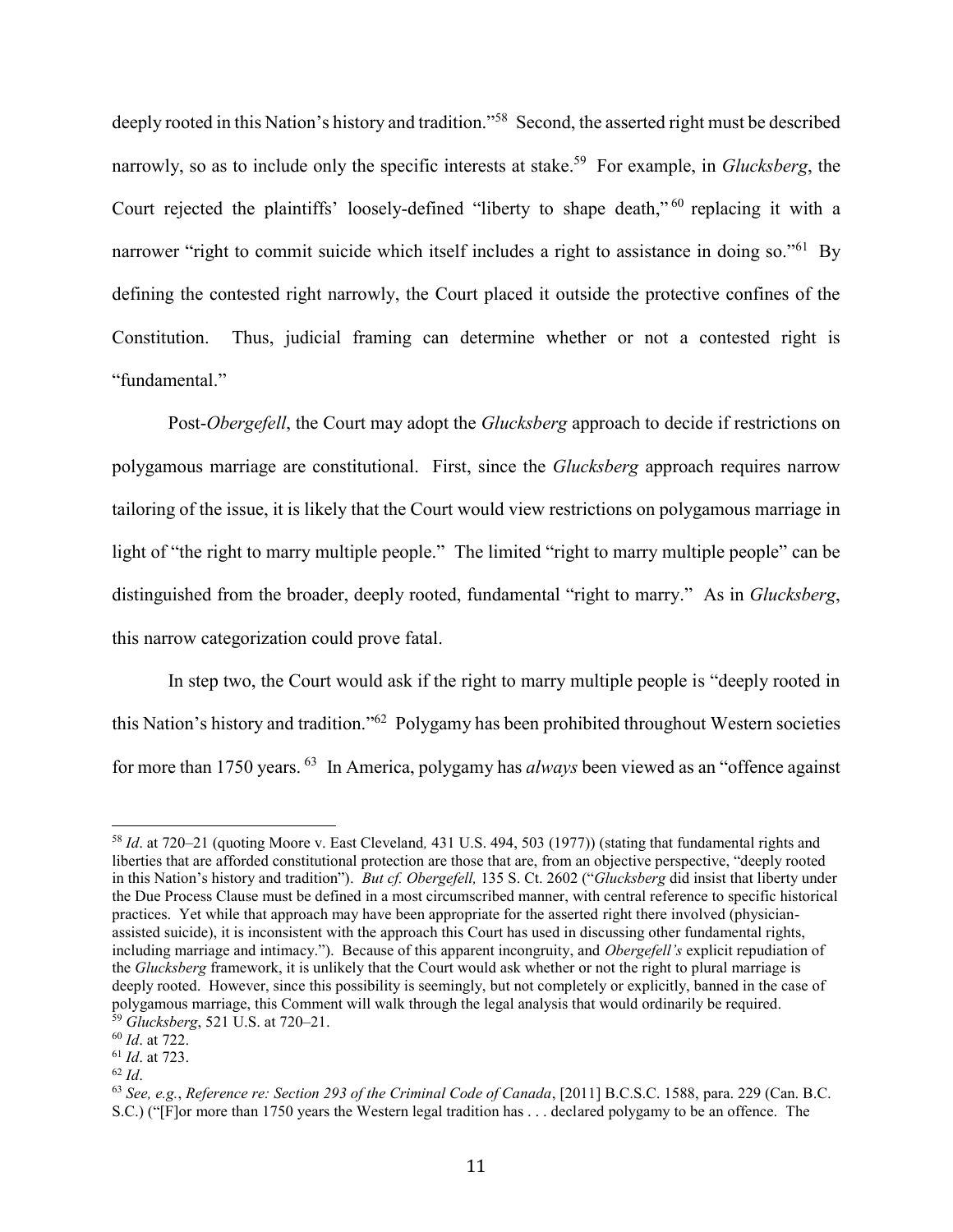deeply rooted in this Nation's history and tradition."[58] Second, the asserted right must be described narrowly, so as to include only the specific interests at stake.[59] For example, in *Glucksberg*, the Court rejected the plaintiffs' loosely-defined "liberty to shape death,"[60] replacing it with a narrower "right to commit suicide which itself includes a right to assistance in doing so."[61] By defining the contested right narrowly, the Court placed it outside the protective confines of the Constitution. Thus, judicial framing can determine whether or not a contested right is "fundamental."

Post-*Obergefell*, the Court may adopt the *Glucksberg* approach to decide if restrictions on polygamous marriage are constitutional. First, since the *Glucksberg* approach requires narrow tailoring of the issue, it is likely that the Court would view restrictions on polygamous marriage in light of "the right to marry multiple people." The limited "right to marry multiple people" can be distinguished from the broader, deeply rooted, fundamental "right to marry." As in *Glucksberg*, this narrow categorization could prove fatal.

In step two, the Court would ask if the right to marry multiple people is "deeply rooted in this Nation's history and tradition."[62] Polygamy has been prohibited throughout Western societies for more than 1750 years.[63] In America, polygamy has *always* been viewed as an "offence against

---

[58] *Id*. at 720–21 (quoting Moore v. East Cleveland*,* 431 U.S. 494, 503 (1977)) (stating that fundamental rights and liberties that are afforded constitutional protection are those that are, from an objective perspective, "deeply rooted in this Nation's history and tradition"). *But cf. Obergefell,* 135 S. Ct. 2602 ("*Glucksberg* did insist that liberty under the Due Process Clause must be defined in a most circumscribed manner, with central reference to specific historical practices. Yet while that approach may have been appropriate for the asserted right there involved (physician-assisted suicide), it is inconsistent with the approach this Court has used in discussing other fundamental rights, including marriage and intimacy."). Because of this apparent incongruity, and *Obergefell's* explicit repudiation of the *Glucksberg* framework, it is unlikely that the Court would ask whether or not the right to plural marriage is deeply rooted. However, since this possibility is seemingly, but not completely or explicitly, banned in the case of polygamous marriage, this Comment will walk through the legal analysis that would ordinarily be required.

[59] *Glucksberg*, 521 U.S. at 720–21.

[60] *Id*. at 722.

[61] *Id*. at 723.

[62] *Id*.

[63] *See, e.g.*, *Reference re: Section 293 of the Criminal Code of Canada*, [2011] B.C.S.C. 1588, para. 229 (Can. B.C. S.C.) ("[F]or more than 1750 years the Western legal tradition has . . . declared polygamy to be an offence. The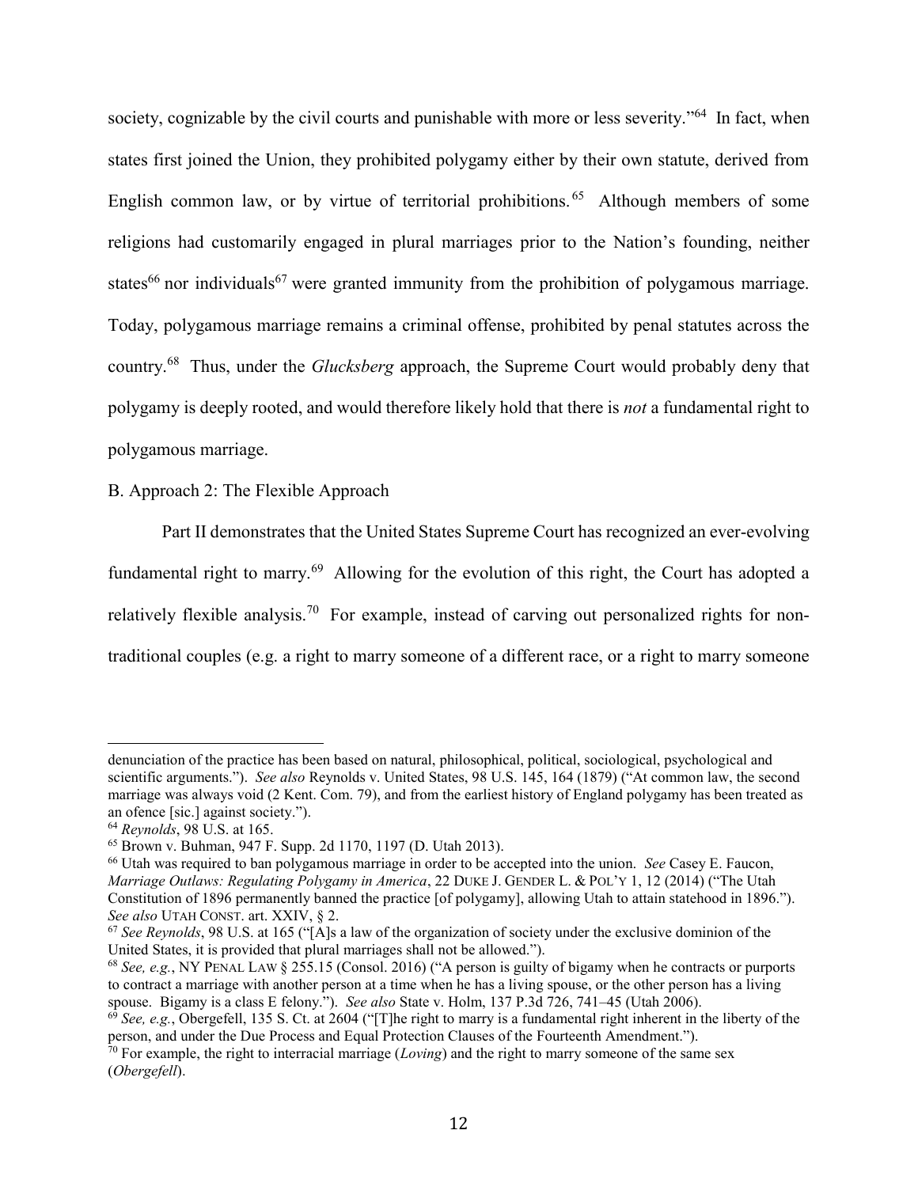society, cognizable by the civil courts and punishable with more or less severity."[64] In fact, when states first joined the Union, they prohibited polygamy either by their own statute, derived from English common law, or by virtue of territorial prohibitions.[65] Although members of some religions had customarily engaged in plural marriages prior to the Nation's founding, neither states[66] nor individuals[67] were granted immunity from the prohibition of polygamous marriage. Today, polygamous marriage remains a criminal offense, prohibited by penal statutes across the country.[68] Thus, under the *Glucksberg* approach, the Supreme Court would probably deny that polygamy is deeply rooted, and would therefore likely hold that there is *not* a fundamental right to polygamous marriage.

B. Approach 2: The Flexible Approach

Part II demonstrates that the United States Supreme Court has recognized an ever-evolving fundamental right to marry.[69] Allowing for the evolution of this right, the Court has adopted a relatively flexible analysis.[70] For example, instead of carving out personalized rights for non-traditional couples (e.g. a right to marry someone of a different race, or a right to marry someone

---

denunciation of the practice has been based on natural, philosophical, political, sociological, psychological and scientific arguments."). *See also* Reynolds v. United States, 98 U.S. 145, 164 (1879) ("At common law, the second marriage was always void (2 Kent. Com. 79), and from the earliest history of England polygamy has been treated as an ofence [sic.] against society.").

[64] *Reynolds*, 98 U.S. at 165.

[65] Brown v. Buhman, 947 F. Supp. 2d 1170, 1197 (D. Utah 2013).

[66] Utah was required to ban polygamous marriage in order to be accepted into the union. *See* Casey E. Faucon, *Marriage Outlaws: Regulating Polygamy in America*, 22 DUKE J. GENDER L. & POL'Y 1, 12 (2014) ("The Utah Constitution of 1896 permanently banned the practice [of polygamy], allowing Utah to attain statehood in 1896."). *See also* UTAH CONST. art. XXIV, § 2.

[67] *See Reynolds*, 98 U.S. at 165 ("[A]s a law of the organization of society under the exclusive dominion of the United States, it is provided that plural marriages shall not be allowed.").

[68] *See, e.g.*, NY PENAL LAW § 255.15 (Consol. 2016) ("A person is guilty of bigamy when he contracts or purports to contract a marriage with another person at a time when he has a living spouse, or the other person has a living spouse. Bigamy is a class E felony."). *See also* State v. Holm, 137 P.3d 726, 741–45 (Utah 2006).

[69] *See, e.g.*, Obergefell, 135 S. Ct. at 2604 ("[T]he right to marry is a fundamental right inherent in the liberty of the person, and under the Due Process and Equal Protection Clauses of the Fourteenth Amendment.").

[70] For example, the right to interracial marriage (*Loving*) and the right to marry someone of the same sex (*Obergefell*).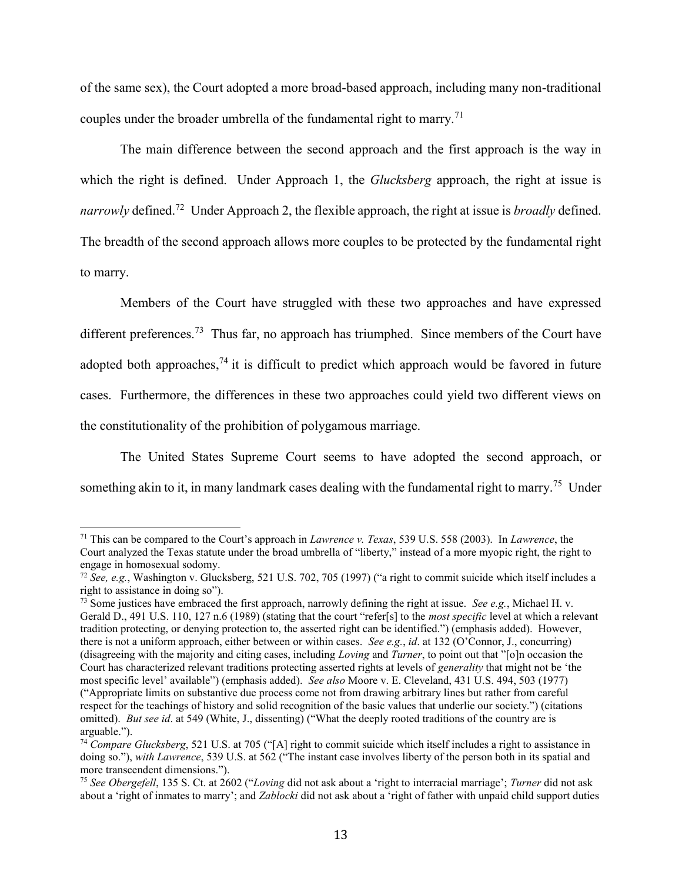of the same sex), the Court adopted a more broad-based approach, including many non-traditional couples under the broader umbrella of the fundamental right to marry.[71]

The main difference between the second approach and the first approach is the way in which the right is defined. Under Approach 1, the *Glucksberg* approach, the right at issue is *narrowly* defined.[72] Under Approach 2, the flexible approach, the right at issue is *broadly* defined. The breadth of the second approach allows more couples to be protected by the fundamental right to marry.

Members of the Court have struggled with these two approaches and have expressed different preferences.[73] Thus far, no approach has triumphed. Since members of the Court have adopted both approaches,[74] it is difficult to predict which approach would be favored in future cases. Furthermore, the differences in these two approaches could yield two different views on the constitutionality of the prohibition of polygamous marriage.

The United States Supreme Court seems to have adopted the second approach, or something akin to it, in many landmark cases dealing with the fundamental right to marry.[75] Under

---

[71] This can be compared to the Court's approach in *Lawrence v. Texas*, 539 U.S. 558 (2003). In *Lawrence*, the Court analyzed the Texas statute under the broad umbrella of "liberty," instead of a more myopic right, the right to engage in homosexual sodomy.

[72] *See, e.g.*, Washington v. Glucksberg, 521 U.S. 702, 705 (1997) ("a right to commit suicide which itself includes a right to assistance in doing so").

[73] Some justices have embraced the first approach, narrowly defining the right at issue. *See e.g.*, Michael H. v. Gerald D., 491 U.S. 110, 127 n.6 (1989) (stating that the court "refer[s] to the *most specific* level at which a relevant tradition protecting, or denying protection to, the asserted right can be identified.") (emphasis added). However, there is not a uniform approach, either between or within cases. *See e.g.*, *id*. at 132 (O'Connor, J., concurring) (disagreeing with the majority and citing cases, including *Loving* and *Turner*, to point out that "[o]n occasion the Court has characterized relevant traditions protecting asserted rights at levels of *generality* that might not be 'the most specific level' available") (emphasis added). *See also* Moore v. E. Cleveland, 431 U.S. 494, 503 (1977) ("Appropriate limits on substantive due process come not from drawing arbitrary lines but rather from careful respect for the teachings of history and solid recognition of the basic values that underlie our society.") (citations omitted). *But see id*. at 549 (White, J., dissenting) ("What the deeply rooted traditions of the country are is arguable.").

[74] *Compare Glucksberg*, 521 U.S. at 705 ("[A] right to commit suicide which itself includes a right to assistance in doing so."), *with Lawrence*, 539 U.S. at 562 ("The instant case involves liberty of the person both in its spatial and more transcendent dimensions.").

[75] *See Obergefell*, 135 S. Ct. at 2602 ("*Loving* did not ask about a 'right to interracial marriage'; *Turner* did not ask about a 'right of inmates to marry'; and *Zablocki* did not ask about a 'right of father with unpaid child support duties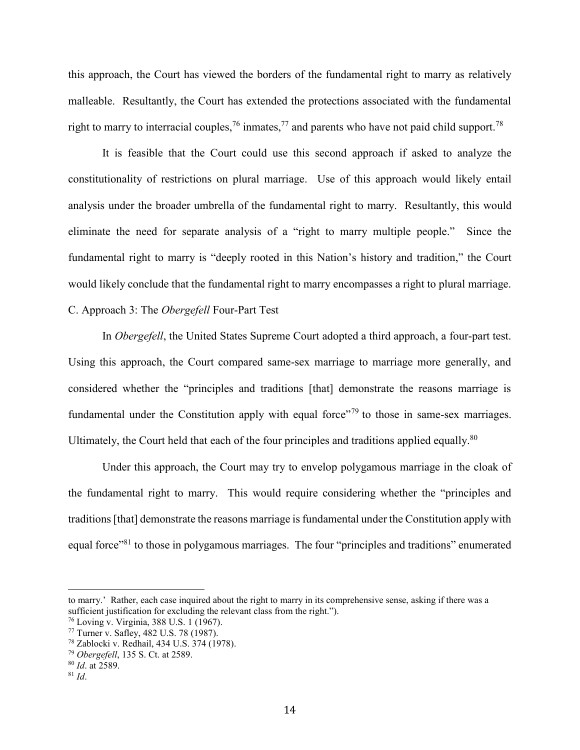this approach, the Court has viewed the borders of the fundamental right to marry as relatively malleable. Resultantly, the Court has extended the protections associated with the fundamental right to marry to interracial couples,[76] inmates,[77] and parents who have not paid child support.[78]

It is feasible that the Court could use this second approach if asked to analyze the constitutionality of restrictions on plural marriage. Use of this approach would likely entail analysis under the broader umbrella of the fundamental right to marry. Resultantly, this would eliminate the need for separate analysis of a "right to marry multiple people." Since the fundamental right to marry is "deeply rooted in this Nation's history and tradition," the Court would likely conclude that the fundamental right to marry encompasses a right to plural marriage.

C. Approach 3: The *Obergefell* Four-Part Test

In *Obergefell*, the United States Supreme Court adopted a third approach, a four-part test. Using this approach, the Court compared same-sex marriage to marriage more generally, and considered whether the "principles and traditions [that] demonstrate the reasons marriage is fundamental under the Constitution apply with equal force"[79] to those in same-sex marriages. Ultimately, the Court held that each of the four principles and traditions applied equally.[80]

Under this approach, the Court may try to envelop polygamous marriage in the cloak of the fundamental right to marry. This would require considering whether the "principles and traditions [that] demonstrate the reasons marriage is fundamental under the Constitution apply with equal force"[81] to those in polygamous marriages. The four "principles and traditions" enumerated

---

to marry.' Rather, each case inquired about the right to marry in its comprehensive sense, asking if there was a sufficient justification for excluding the relevant class from the right.").

[76] Loving v. Virginia, 388 U.S. 1 (1967).

[77] Turner v. Safley, 482 U.S. 78 (1987).

[78] Zablocki v. Redhail, 434 U.S. 374 (1978).

[79] *Obergefell*, 135 S. Ct. at 2589.

[80] *Id*. at 2589.

[81] *Id*.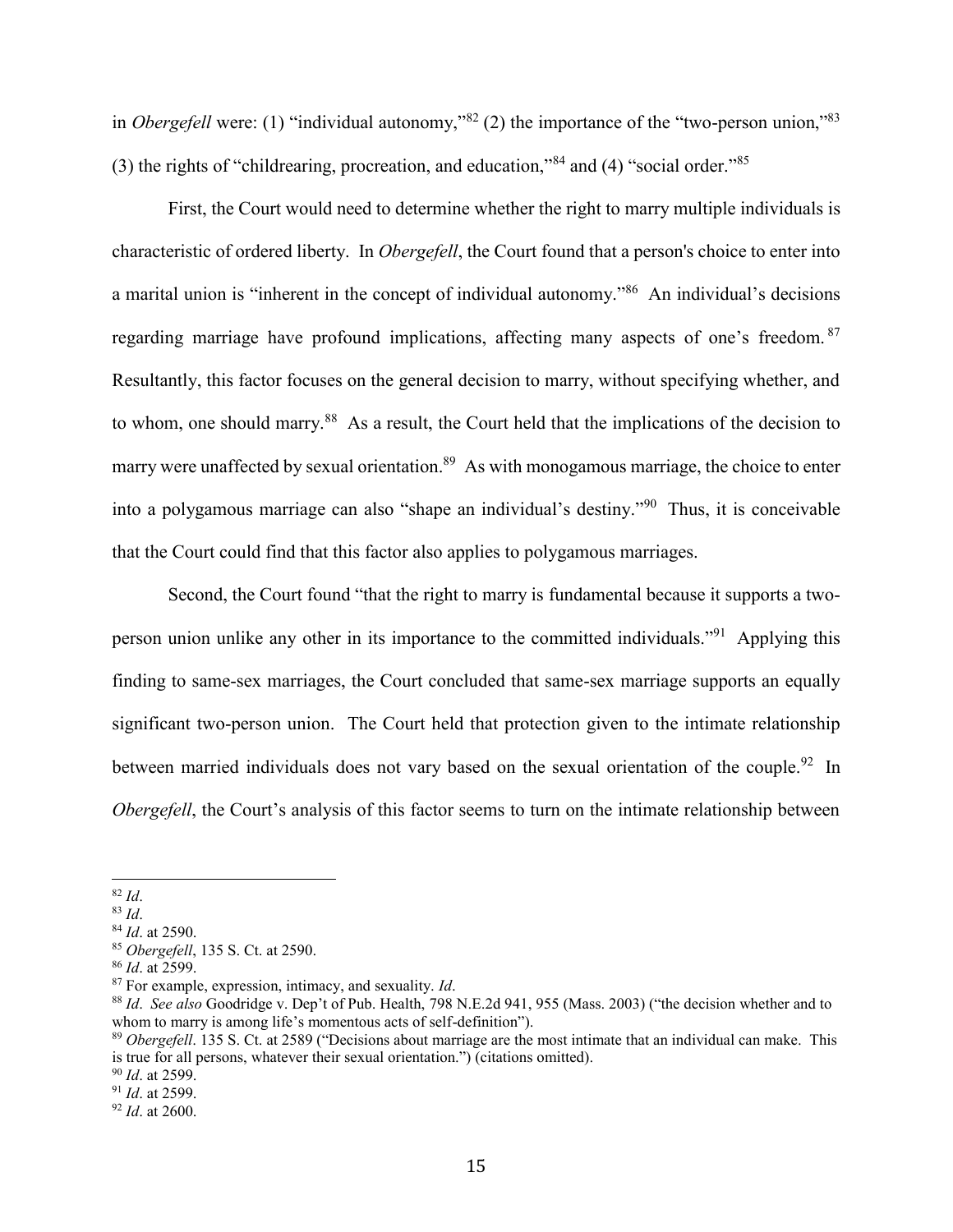in *Obergefell* were: (1) "individual autonomy,"[82] (2) the importance of the "two-person union,"[83] (3) the rights of "childrearing, procreation, and education,"[84] and (4) "social order."[85]

First, the Court would need to determine whether the right to marry multiple individuals is characteristic of ordered liberty. In *Obergefell*, the Court found that a person's choice to enter into a marital union is "inherent in the concept of individual autonomy."[86] An individual's decisions regarding marriage have profound implications, affecting many aspects of one's freedom.[87] Resultantly, this factor focuses on the general decision to marry, without specifying whether, and to whom, one should marry.[88] As a result, the Court held that the implications of the decision to marry were unaffected by sexual orientation.[89] As with monogamous marriage, the choice to enter into a polygamous marriage can also "shape an individual's destiny."[90] Thus, it is conceivable that the Court could find that this factor also applies to polygamous marriages.

Second, the Court found "that the right to marry is fundamental because it supports a two-person union unlike any other in its importance to the committed individuals."[91] Applying this finding to same-sex marriages, the Court concluded that same-sex marriage supports an equally significant two-person union. The Court held that protection given to the intimate relationship between married individuals does not vary based on the sexual orientation of the couple.[92] In *Obergefell*, the Court's analysis of this factor seems to turn on the intimate relationship between

---

[82] *Id*.
[83] *Id*.
[84] *Id*. at 2590.
[85] *Obergefell*, 135 S. Ct. at 2590.
[86] *Id*. at 2599.
[87] For example, expression, intimacy, and sexuality. *Id*.
[88] *Id*. *See also* Goodridge v. Dep't of Pub. Health, 798 N.E.2d 941, 955 (Mass. 2003) ("the decision whether and to whom to marry is among life's momentous acts of self-definition").
[89] *Obergefell*. 135 S. Ct. at 2589 ("Decisions about marriage are the most intimate that an individual can make. This is true for all persons, whatever their sexual orientation.") (citations omitted).
[90] *Id*. at 2599.
[91] *Id*. at 2599.
[92] *Id*. at 2600.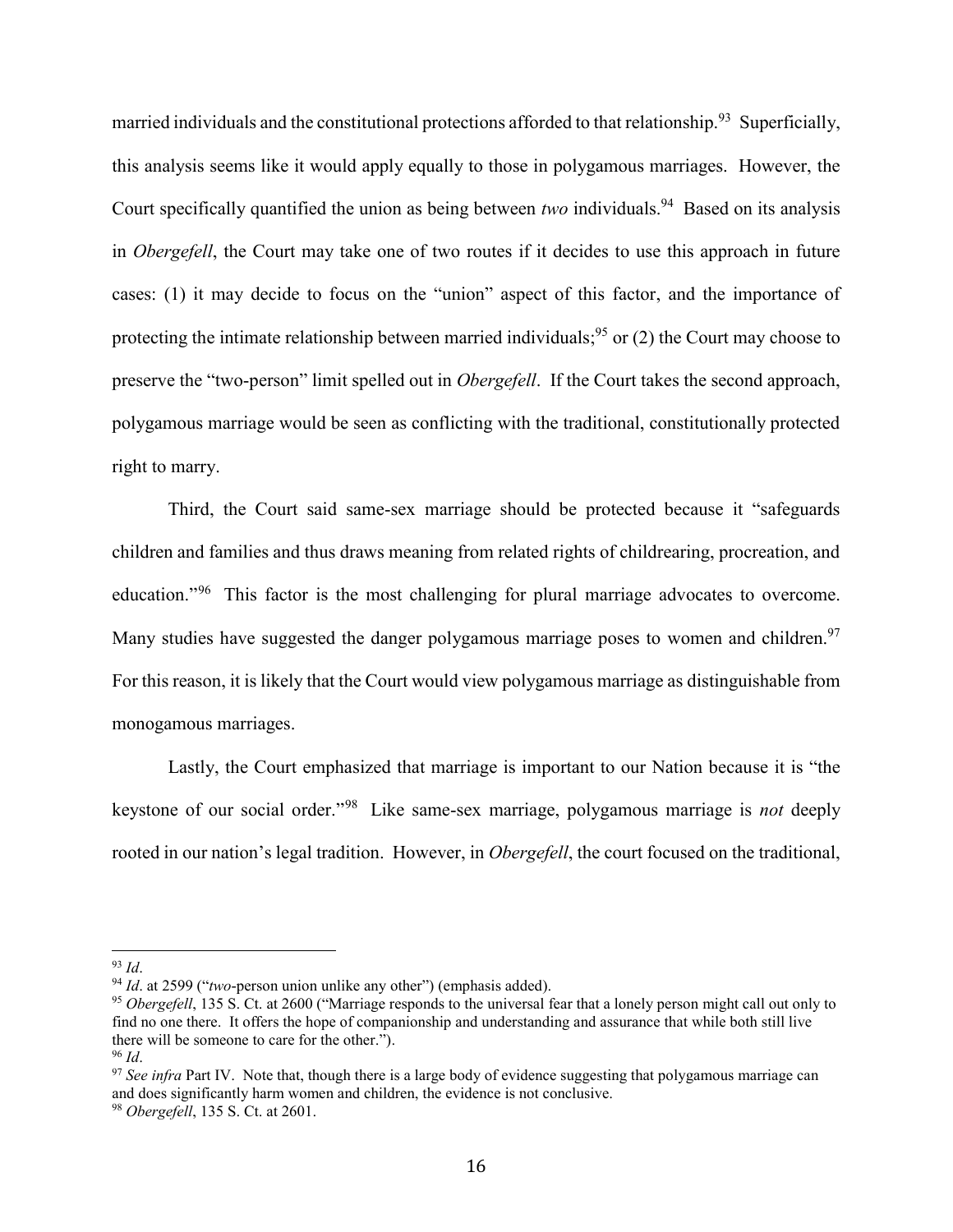married individuals and the constitutional protections afforded to that relationship.[93] Superficially, this analysis seems like it would apply equally to those in polygamous marriages. However, the Court specifically quantified the union as being between *two* individuals.[94] Based on its analysis in *Obergefell*, the Court may take one of two routes if it decides to use this approach in future cases: (1) it may decide to focus on the "union" aspect of this factor, and the importance of protecting the intimate relationship between married individuals;[95] or (2) the Court may choose to preserve the "two-person" limit spelled out in *Obergefell*. If the Court takes the second approach, polygamous marriage would be seen as conflicting with the traditional, constitutionally protected right to marry.

Third, the Court said same-sex marriage should be protected because it "safeguards children and families and thus draws meaning from related rights of childrearing, procreation, and education."[96] This factor is the most challenging for plural marriage advocates to overcome. Many studies have suggested the danger polygamous marriage poses to women and children.[97] For this reason, it is likely that the Court would view polygamous marriage as distinguishable from monogamous marriages.

Lastly, the Court emphasized that marriage is important to our Nation because it is "the keystone of our social order."[98] Like same-sex marriage, polygamous marriage is *not* deeply rooted in our nation's legal tradition. However, in *Obergefell*, the court focused on the traditional,

---

[93] *Id*.

[94] *Id*. at 2599 ("*two*-person union unlike any other") (emphasis added).

[95] *Obergefell*, 135 S. Ct. at 2600 ("Marriage responds to the universal fear that a lonely person might call out only to find no one there. It offers the hope of companionship and understanding and assurance that while both still live there will be someone to care for the other.").

[96] *Id*.

[97] *See infra* Part IV. Note that, though there is a large body of evidence suggesting that polygamous marriage can and does significantly harm women and children, the evidence is not conclusive.

[98] *Obergefell*, 135 S. Ct. at 2601.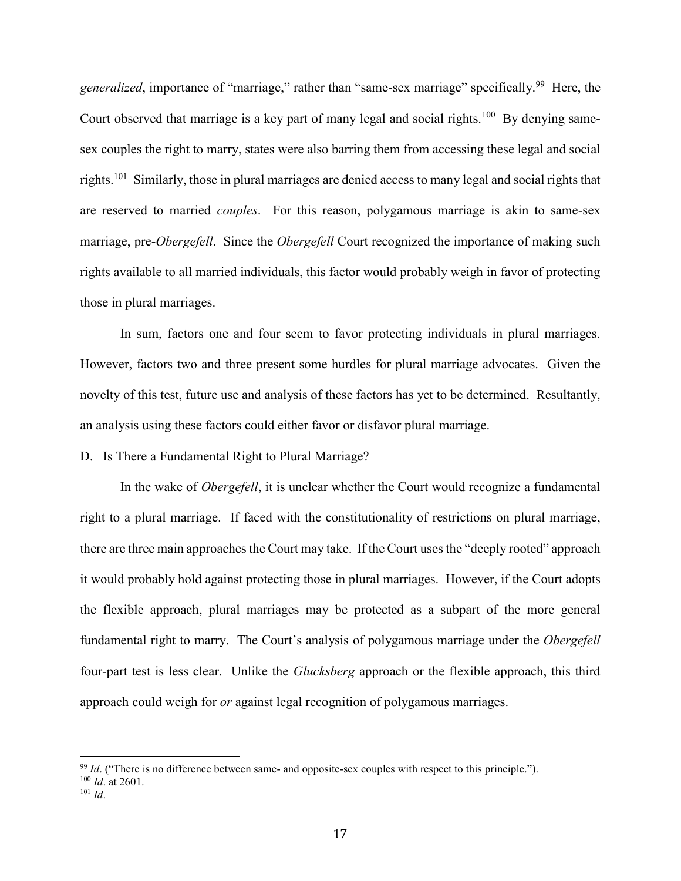*generalized*, importance of "marriage," rather than "same-sex marriage" specifically.[99] Here, the Court observed that marriage is a key part of many legal and social rights.[100] By denying same-sex couples the right to marry, states were also barring them from accessing these legal and social rights.[101] Similarly, those in plural marriages are denied access to many legal and social rights that are reserved to married *couples*. For this reason, polygamous marriage is akin to same-sex marriage, pre-*Obergefell*. Since the *Obergefell* Court recognized the importance of making such rights available to all married individuals, this factor would probably weigh in favor of protecting those in plural marriages.

In sum, factors one and four seem to favor protecting individuals in plural marriages. However, factors two and three present some hurdles for plural marriage advocates. Given the novelty of this test, future use and analysis of these factors has yet to be determined. Resultantly, an analysis using these factors could either favor or disfavor plural marriage.

D. Is There a Fundamental Right to Plural Marriage?

In the wake of *Obergefell*, it is unclear whether the Court would recognize a fundamental right to a plural marriage. If faced with the constitutionality of restrictions on plural marriage, there are three main approaches the Court may take. If the Court uses the "deeply rooted" approach it would probably hold against protecting those in plural marriages. However, if the Court adopts the flexible approach, plural marriages may be protected as a subpart of the more general fundamental right to marry. The Court's analysis of polygamous marriage under the *Obergefell* four-part test is less clear. Unlike the *Glucksberg* approach or the flexible approach, this third approach could weigh for *or* against legal recognition of polygamous marriages.

---

[99] *Id*. ("There is no difference between same- and opposite-sex couples with respect to this principle.").

[100] *Id*. at 2601.

[101] *Id*.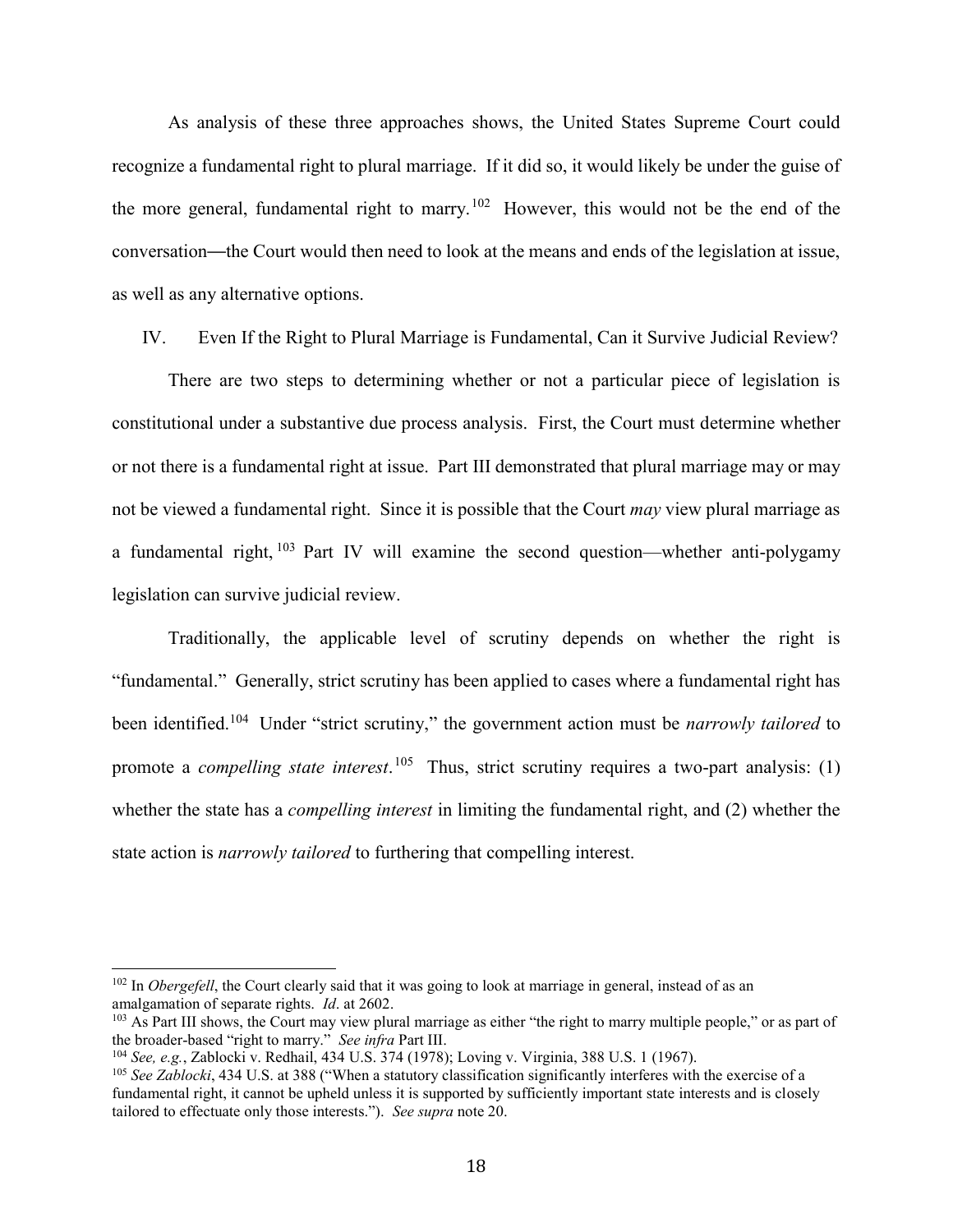As analysis of these three approaches shows, the United States Supreme Court could recognize a fundamental right to plural marriage. If it did so, it would likely be under the guise of the more general, fundamental right to marry.[102] However, this would not be the end of the conversation—the Court would then need to look at the means and ends of the legislation at issue, as well as any alternative options.

## IV. Even If the Right to Plural Marriage is Fundamental, Can it Survive Judicial Review?

There are two steps to determining whether or not a particular piece of legislation is constitutional under a substantive due process analysis. First, the Court must determine whether or not there is a fundamental right at issue. Part III demonstrated that plural marriage may or may not be viewed a fundamental right. Since it is possible that the Court *may* view plural marriage as a fundamental right,[103] Part IV will examine the second question—whether anti-polygamy legislation can survive judicial review.

Traditionally, the applicable level of scrutiny depends on whether the right is "fundamental." Generally, strict scrutiny has been applied to cases where a fundamental right has been identified.[104] Under "strict scrutiny," the government action must be *narrowly tailored* to promote a *compelling state interest*.[105] Thus, strict scrutiny requires a two-part analysis: (1) whether the state has a *compelling interest* in limiting the fundamental right, and (2) whether the state action is *narrowly tailored* to furthering that compelling interest.

---

[102] In *Obergefell*, the Court clearly said that it was going to look at marriage in general, instead of as an amalgamation of separate rights. *Id*. at 2602.

[103] As Part III shows, the Court may view plural marriage as either "the right to marry multiple people," or as part of the broader-based "right to marry." *See infra* Part III.

[104] *See, e.g.*, Zablocki v. Redhail, 434 U.S. 374 (1978); Loving v. Virginia, 388 U.S. 1 (1967).

[105] *See Zablocki*, 434 U.S. at 388 ("When a statutory classification significantly interferes with the exercise of a fundamental right, it cannot be upheld unless it is supported by sufficiently important state interests and is closely tailored to effectuate only those interests."). *See supra* note 20.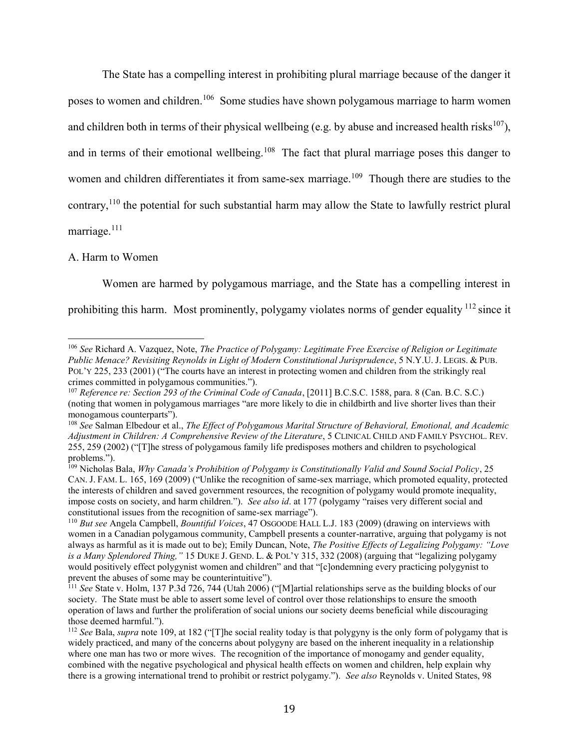The State has a compelling interest in prohibiting plural marriage because of the danger it poses to women and children.[106] Some studies have shown polygamous marriage to harm women and children both in terms of their physical wellbeing (e.g. by abuse and increased health risks[107]), and in terms of their emotional wellbeing.[108] The fact that plural marriage poses this danger to women and children differentiates it from same-sex marriage.[109] Though there are studies to the contrary,[110] the potential for such substantial harm may allow the State to lawfully restrict plural marriage.[111]

A. Harm to Women

Women are harmed by polygamous marriage, and the State has a compelling interest in prohibiting this harm. Most prominently, polygamy violates norms of gender equality [112] since it

---

[106] *See* Richard A. Vazquez, Note, *The Practice of Polygamy: Legitimate Free Exercise of Religion or Legitimate Public Menace? Revisiting Reynolds in Light of Modern Constitutional Jurisprudence*, 5 N.Y.U. J. LEGIS. & PUB. POL'Y 225, 233 (2001) ("The courts have an interest in protecting women and children from the strikingly real crimes committed in polygamous communities.").

[107] *Reference re: Section 293 of the Criminal Code of Canada*, [2011] B.C.S.C. 1588, para. 8 (Can. B.C. S.C.) (noting that women in polygamous marriages "are more likely to die in childbirth and live shorter lives than their monogamous counterparts").

[108] *See* Salman Elbedour et al., *The Effect of Polygamous Marital Structure of Behavioral, Emotional, and Academic Adjustment in Children: A Comprehensive Review of the Literature*, 5 CLINICAL CHILD AND FAMILY PSYCHOL. REV. 255, 259 (2002) ("[T]he stress of polygamous family life predisposes mothers and children to psychological problems.").

[109] Nicholas Bala, *Why Canada's Prohibition of Polygamy is Constitutionally Valid and Sound Social Policy*, 25 CAN. J. FAM. L. 165, 169 (2009) ("Unlike the recognition of same-sex marriage, which promoted equality, protected the interests of children and saved government resources, the recognition of polygamy would promote inequality, impose costs on society, and harm children."). *See also id*. at 177 (polygamy "raises very different social and constitutional issues from the recognition of same-sex marriage").

[110] *But see* Angela Campbell, *Bountiful Voices*, 47 OSGOODE HALL L.J. 183 (2009) (drawing on interviews with women in a Canadian polygamous community, Campbell presents a counter-narrative, arguing that polygamy is not always as harmful as it is made out to be); Emily Duncan, Note, *The Positive Effects of Legalizing Polygamy: "Love is a Many Splendored Thing,"* 15 DUKE J. GEND. L. & POL'Y 315, 332 (2008) (arguing that "legalizing polygamy would positively effect polygynist women and children" and that "[c]ondemning every practicing polygynist to prevent the abuses of some may be counterintuitive").

[111] *See* State v. Holm, 137 P.3d 726, 744 (Utah 2006) ("[M]artial relationships serve as the building blocks of our society. The State must be able to assert some level of control over those relationships to ensure the smooth operation of laws and further the proliferation of social unions our society deems beneficial while discouraging those deemed harmful.").

[112] *See* Bala, *supra* note 109, at 182 ("[T]he social reality today is that polygyny is the only form of polygamy that is widely practiced, and many of the concerns about polygyny are based on the inherent inequality in a relationship where one man has two or more wives. The recognition of the importance of monogamy and gender equality, combined with the negative psychological and physical health effects on women and children, help explain why there is a growing international trend to prohibit or restrict polygamy."). *See also* Reynolds v. United States, 98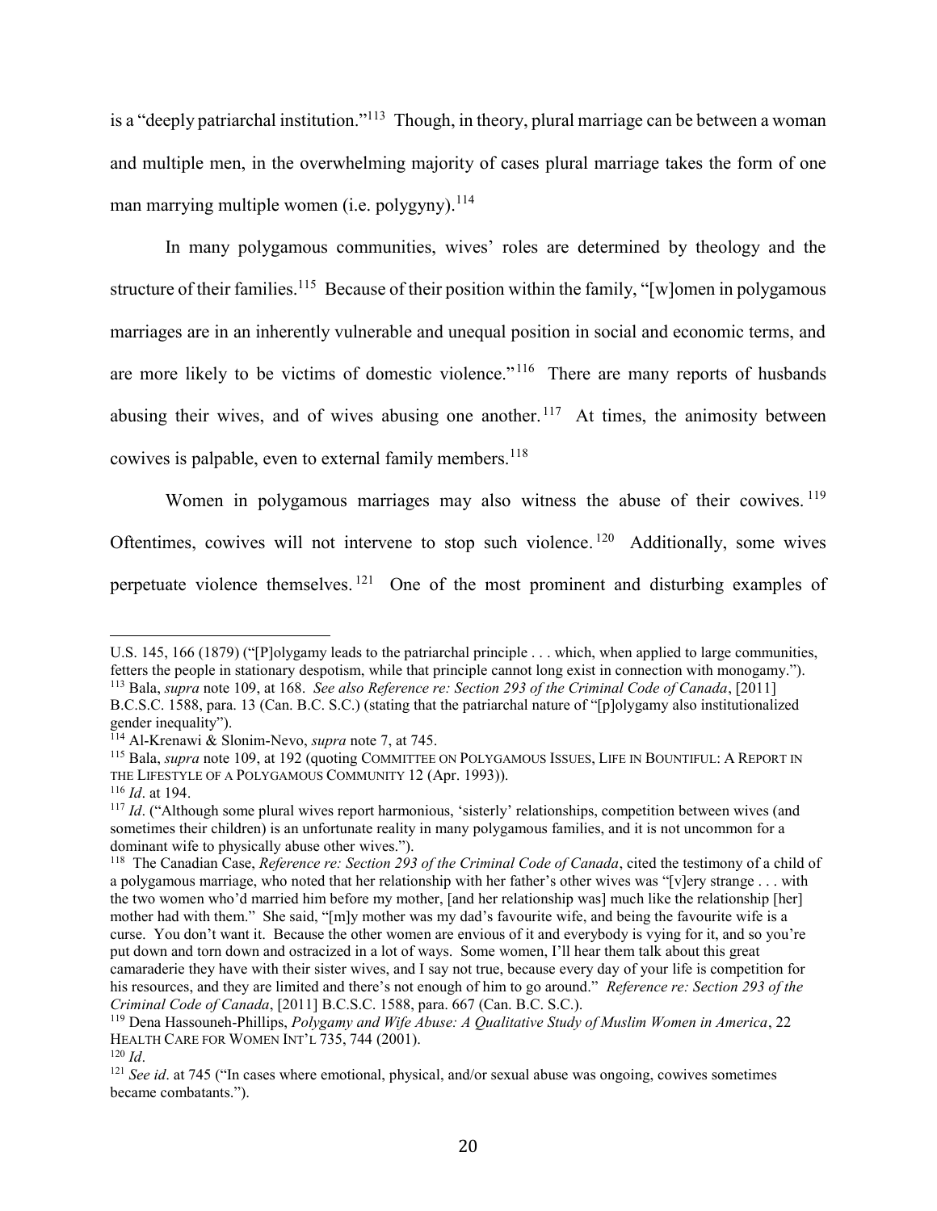is a "deeply patriarchal institution."[113] Though, in theory, plural marriage can be between a woman and multiple men, in the overwhelming majority of cases plural marriage takes the form of one man marrying multiple women (i.e. polygyny).[114]

In many polygamous communities, wives' roles are determined by theology and the structure of their families.[115] Because of their position within the family, "[w]omen in polygamous marriages are in an inherently vulnerable and unequal position in social and economic terms, and are more likely to be victims of domestic violence."[116] There are many reports of husbands abusing their wives, and of wives abusing one another.[117] At times, the animosity between cowives is palpable, even to external family members.[118]

Women in polygamous marriages may also witness the abuse of their cowives.[119] Oftentimes, cowives will not intervene to stop such violence.[120] Additionally, some wives perpetuate violence themselves.[121] One of the most prominent and disturbing examples of

---

U.S. 145, 166 (1879) ("[P]olygamy leads to the patriarchal principle . . . which, when applied to large communities, fetters the people in stationary despotism, while that principle cannot long exist in connection with monogamy.").

[113] Bala, *supra* note 109, at 168. *See also Reference re: Section 293 of the Criminal Code of Canada*, [2011] B.C.S.C. 1588, para. 13 (Can. B.C. S.C.) (stating that the patriarchal nature of "[p]olygamy also institutionalized gender inequality").

[114] Al-Krenawi & Slonim-Nevo, *supra* note 7, at 745.

[115] Bala, *supra* note 109, at 192 (quoting COMMITTEE ON POLYGAMOUS ISSUES, LIFE IN BOUNTIFUL: A REPORT IN THE LIFESTYLE OF A POLYGAMOUS COMMUNITY 12 (Apr. 1993)).

[116] *Id*. at 194.

[117] *Id*. ("Although some plural wives report harmonious, 'sisterly' relationships, competition between wives (and sometimes their children) is an unfortunate reality in many polygamous families, and it is not uncommon for a dominant wife to physically abuse other wives.").

[118] The Canadian Case, *Reference re: Section 293 of the Criminal Code of Canada*, cited the testimony of a child of a polygamous marriage, who noted that her relationship with her father's other wives was "[v]ery strange . . . with the two women who'd married him before my mother, [and her relationship was] much like the relationship [her] mother had with them." She said, "[m]y mother was my dad's favourite wife, and being the favourite wife is a curse. You don't want it. Because the other women are envious of it and everybody is vying for it, and so you're put down and torn down and ostracized in a lot of ways. Some women, I'll hear them talk about this great camaraderie they have with their sister wives, and I say not true, because every day of your life is competition for his resources, and they are limited and there's not enough of him to go around." *Reference re: Section 293 of the Criminal Code of Canada*, [2011] B.C.S.C. 1588, para. 667 (Can. B.C. S.C.).

[119] Dena Hassouneh-Phillips, *Polygamy and Wife Abuse: A Qualitative Study of Muslim Women in America*, 22 HEALTH CARE FOR WOMEN INT'L 735, 744 (2001).

[120] *Id*.

[121] *See id*. at 745 ("In cases where emotional, physical, and/or sexual abuse was ongoing, cowives sometimes became combatants.").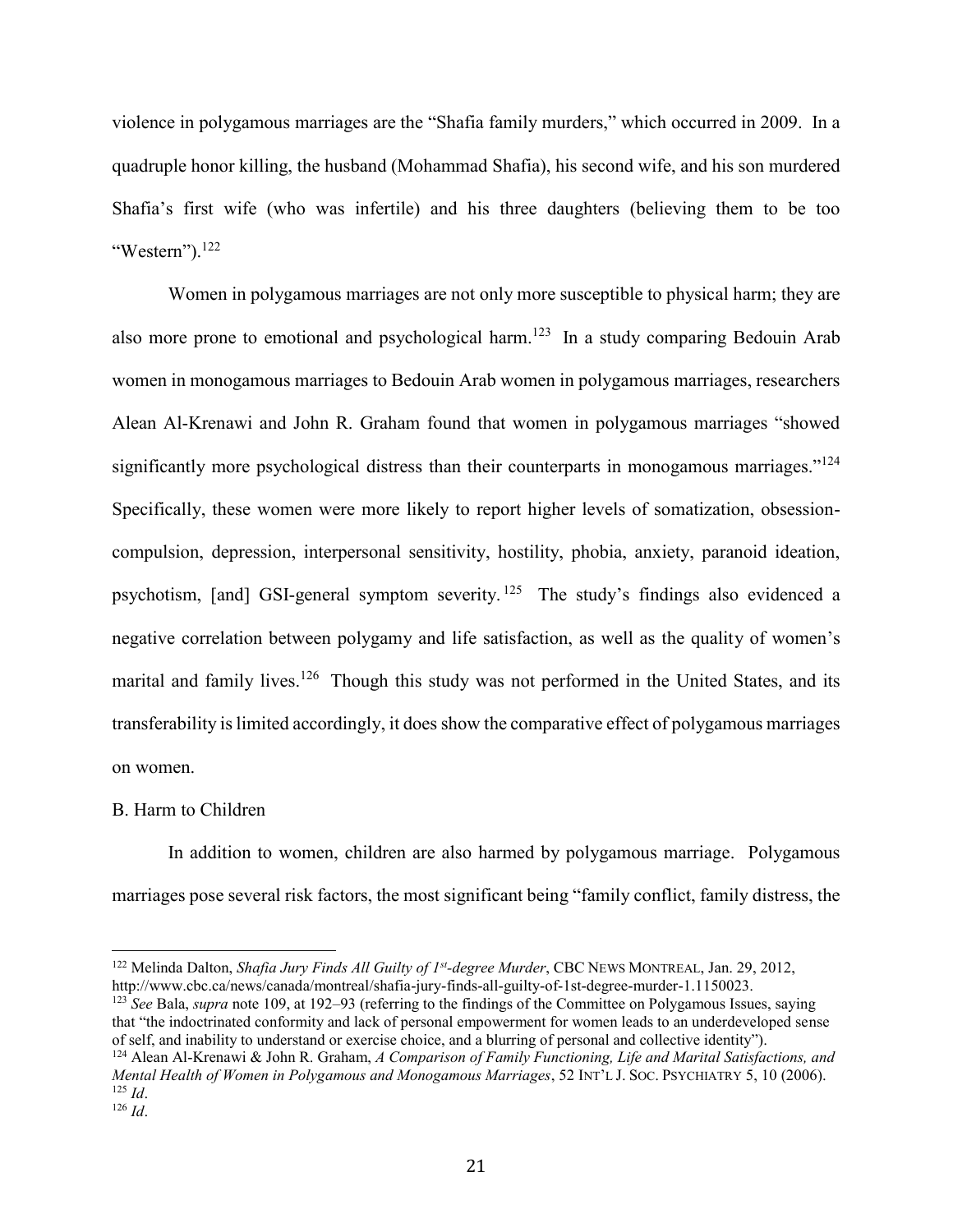violence in polygamous marriages are the "Shafia family murders," which occurred in 2009. In a quadruple honor killing, the husband (Mohammad Shafia), his second wife, and his son murdered Shafia's first wife (who was infertile) and his three daughters (believing them to be too "Western").[122]

Women in polygamous marriages are not only more susceptible to physical harm; they are also more prone to emotional and psychological harm.[123] In a study comparing Bedouin Arab women in monogamous marriages to Bedouin Arab women in polygamous marriages, researchers Alean Al-Krenawi and John R. Graham found that women in polygamous marriages "showed significantly more psychological distress than their counterparts in monogamous marriages."[124] Specifically, these women were more likely to report higher levels of somatization, obsession-compulsion, depression, interpersonal sensitivity, hostility, phobia, anxiety, paranoid ideation, psychotism, [and] GSI-general symptom severity.[125] The study's findings also evidenced a negative correlation between polygamy and life satisfaction, as well as the quality of women's marital and family lives.[126] Though this study was not performed in the United States, and its transferability is limited accordingly, it does show the comparative effect of polygamous marriages on women.

B. Harm to Children

In addition to women, children are also harmed by polygamous marriage. Polygamous marriages pose several risk factors, the most significant being "family conflict, family distress, the

---

[122] Melinda Dalton, *Shafia Jury Finds All Guilty of 1st-degree Murder*, CBC NEWS MONTREAL, Jan. 29, 2012, http://www.cbc.ca/news/canada/montreal/shafia-jury-finds-all-guilty-of-1st-degree-murder-1.1150023.

[123] *See* Bala, *supra* note 109, at 192–93 (referring to the findings of the Committee on Polygamous Issues, saying that "the indoctrinated conformity and lack of personal empowerment for women leads to an underdeveloped sense of self, and inability to understand or exercise choice, and a blurring of personal and collective identity").

[124] Alean Al-Krenawi & John R. Graham, *A Comparison of Family Functioning, Life and Marital Satisfactions, and Mental Health of Women in Polygamous and Monogamous Marriages*, 52 INT'L J. SOC. PSYCHIATRY 5, 10 (2006).

[125] *Id*.

[126] *Id*.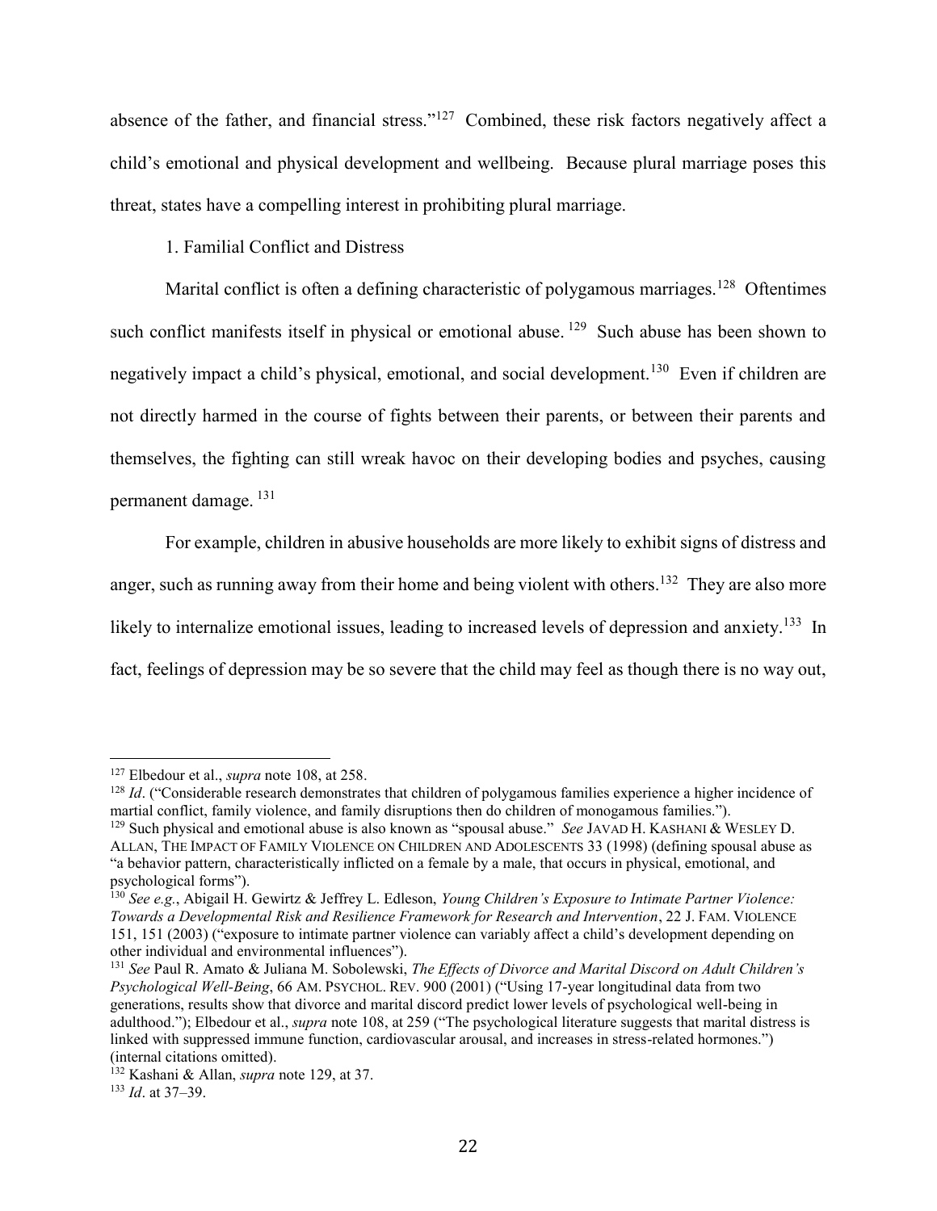absence of the father, and financial stress."[127] Combined, these risk factors negatively affect a child's emotional and physical development and wellbeing. Because plural marriage poses this threat, states have a compelling interest in prohibiting plural marriage.

1. Familial Conflict and Distress

Marital conflict is often a defining characteristic of polygamous marriages.[128] Oftentimes such conflict manifests itself in physical or emotional abuse.[129] Such abuse has been shown to negatively impact a child's physical, emotional, and social development.[130] Even if children are not directly harmed in the course of fights between their parents, or between their parents and themselves, the fighting can still wreak havoc on their developing bodies and psyches, causing permanent damage.[131]

For example, children in abusive households are more likely to exhibit signs of distress and anger, such as running away from their home and being violent with others.[132] They are also more likely to internalize emotional issues, leading to increased levels of depression and anxiety.[133] In fact, feelings of depression may be so severe that the child may feel as though there is no way out,

---

[127] Elbedour et al., *supra* note 108, at 258.

[128] *Id*. ("Considerable research demonstrates that children of polygamous families experience a higher incidence of martial conflict, family violence, and family disruptions then do children of monogamous families.").

[129] Such physical and emotional abuse is also known as "spousal abuse." *See* JAVAD H. KASHANI & WESLEY D. ALLAN, THE IMPACT OF FAMILY VIOLENCE ON CHILDREN AND ADOLESCENTS 33 (1998) (defining spousal abuse as "a behavior pattern, characteristically inflicted on a female by a male, that occurs in physical, emotional, and psychological forms").

[130] *See e.g.*, Abigail H. Gewirtz & Jeffrey L. Edleson, *Young Children's Exposure to Intimate Partner Violence: Towards a Developmental Risk and Resilience Framework for Research and Intervention*, 22 J. FAM. VIOLENCE 151, 151 (2003) ("exposure to intimate partner violence can variably affect a child's development depending on other individual and environmental influences").

[131] *See* Paul R. Amato & Juliana M. Sobolewski, *The Effects of Divorce and Marital Discord on Adult Children's Psychological Well-Being*, 66 AM. PSYCHOL. REV. 900 (2001) ("Using 17-year longitudinal data from two generations, results show that divorce and marital discord predict lower levels of psychological well-being in adulthood."); Elbedour et al., *supra* note 108, at 259 ("The psychological literature suggests that marital distress is linked with suppressed immune function, cardiovascular arousal, and increases in stress-related hormones.") (internal citations omitted).

[132] Kashani & Allan, *supra* note 129, at 37.

[133] *Id*. at 37–39.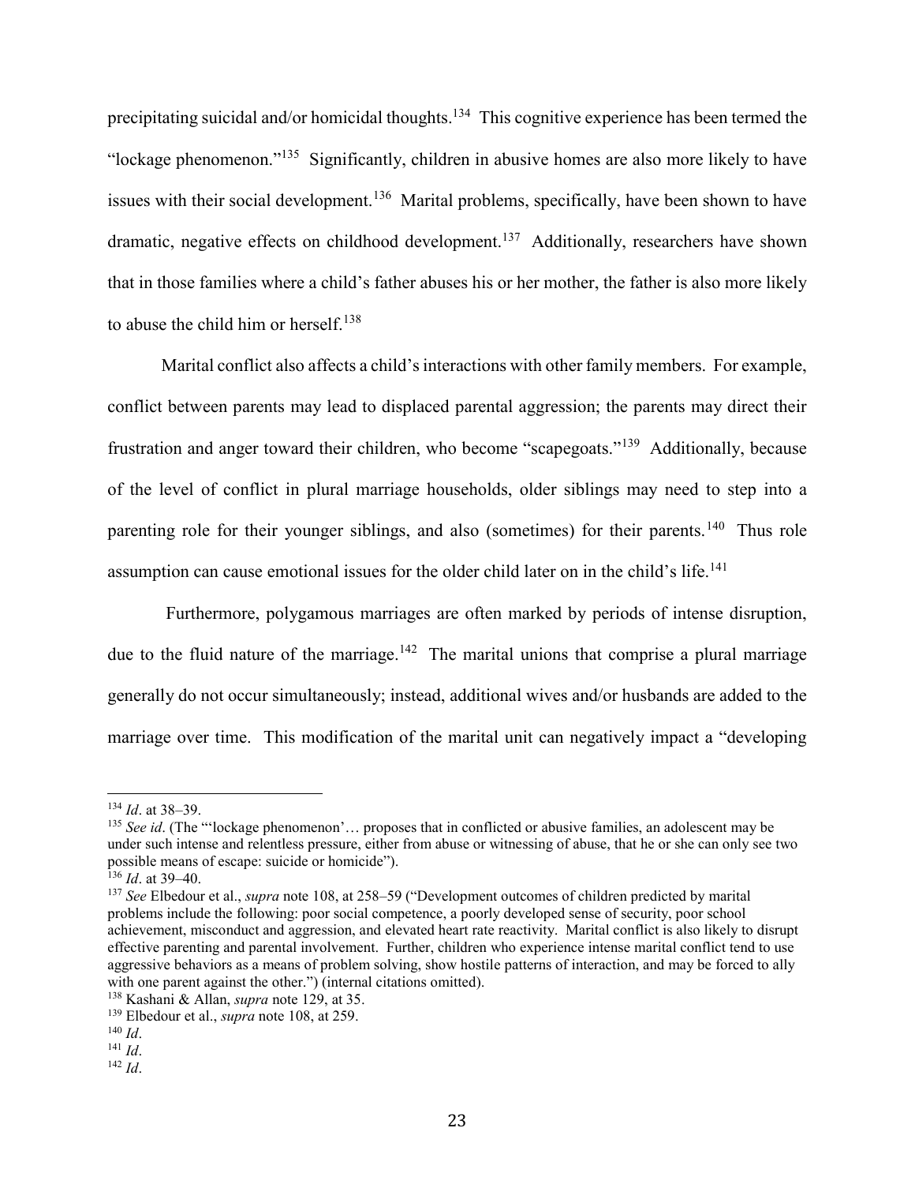precipitating suicidal and/or homicidal thoughts.[134] This cognitive experience has been termed the "lockage phenomenon."[135] Significantly, children in abusive homes are also more likely to have issues with their social development.[136] Marital problems, specifically, have been shown to have dramatic, negative effects on childhood development.[137] Additionally, researchers have shown that in those families where a child's father abuses his or her mother, the father is also more likely to abuse the child him or herself.[138]

Marital conflict also affects a child's interactions with other family members. For example, conflict between parents may lead to displaced parental aggression; the parents may direct their frustration and anger toward their children, who become "scapegoats."[139] Additionally, because of the level of conflict in plural marriage households, older siblings may need to step into a parenting role for their younger siblings, and also (sometimes) for their parents.[140] Thus role assumption can cause emotional issues for the older child later on in the child's life.[141]

Furthermore, polygamous marriages are often marked by periods of intense disruption, due to the fluid nature of the marriage.[142] The marital unions that comprise a plural marriage generally do not occur simultaneously; instead, additional wives and/or husbands are added to the marriage over time. This modification of the marital unit can negatively impact a "developing

---

[134] *Id*. at 38–39.

[135] *See id*. (The "'lockage phenomenon'… proposes that in conflicted or abusive families, an adolescent may be under such intense and relentless pressure, either from abuse or witnessing of abuse, that he or she can only see two possible means of escape: suicide or homicide").

[136] *Id*. at 39–40.

[137] *See* Elbedour et al., *supra* note 108, at 258–59 ("Development outcomes of children predicted by marital problems include the following: poor social competence, a poorly developed sense of security, poor school achievement, misconduct and aggression, and elevated heart rate reactivity. Marital conflict is also likely to disrupt effective parenting and parental involvement. Further, children who experience intense marital conflict tend to use aggressive behaviors as a means of problem solving, show hostile patterns of interaction, and may be forced to ally with one parent against the other.") (internal citations omitted).

[138] Kashani & Allan, *supra* note 129, at 35.

[139] Elbedour et al., *supra* note 108, at 259.

[140] *Id*.

[141] *Id*.

[142] *Id*.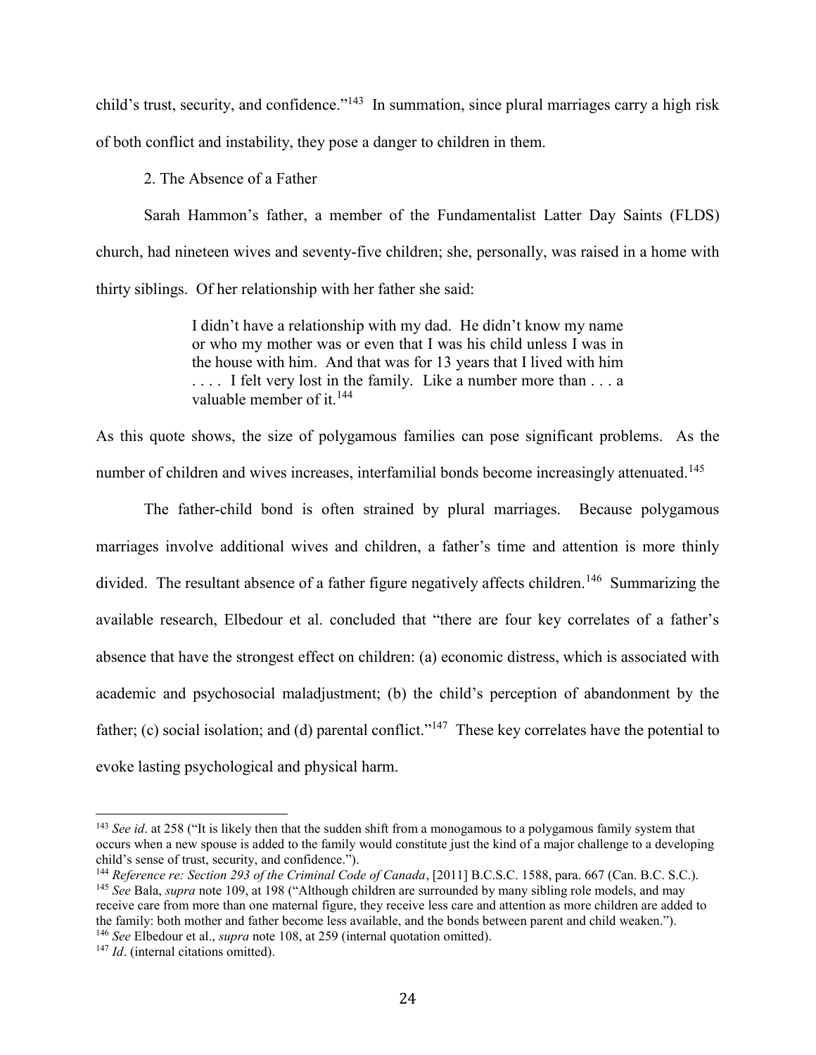child's trust, security, and confidence."[143] In summation, since plural marriages carry a high risk of both conflict and instability, they pose a danger to children in them.

2. The Absence of a Father

Sarah Hammon's father, a member of the Fundamentalist Latter Day Saints (FLDS) church, had nineteen wives and seventy-five children; she, personally, was raised in a home with thirty siblings. Of her relationship with her father she said:

> I didn't have a relationship with my dad. He didn't know my name or who my mother was or even that I was his child unless I was in the house with him. And that was for 13 years that I lived with him . . . . I felt very lost in the family. Like a number more than . . . a valuable member of it.[144]

As this quote shows, the size of polygamous families can pose significant problems. As the number of children and wives increases, interfamilial bonds become increasingly attenuated.[145]

The father-child bond is often strained by plural marriages. Because polygamous marriages involve additional wives and children, a father's time and attention is more thinly divided. The resultant absence of a father figure negatively affects children.[146] Summarizing the available research, Elbedour et al. concluded that "there are four key correlates of a father's absence that have the strongest effect on children: (a) economic distress, which is associated with academic and psychosocial maladjustment; (b) the child's perception of abandonment by the father; (c) social isolation; and (d) parental conflict."[147] These key correlates have the potential to evoke lasting psychological and physical harm.

---

[143] *See id*. at 258 ("It is likely then that the sudden shift from a monogamous to a polygamous family system that occurs when a new spouse is added to the family would constitute just the kind of a major challenge to a developing child's sense of trust, security, and confidence.").

[144] *Reference re: Section 293 of the Criminal Code of Canada*, [2011] B.C.S.C. 1588, para. 667 (Can. B.C. S.C.).

[145] *See* Bala, *supra* note 109, at 198 ("Although children are surrounded by many sibling role models, and may receive care from more than one maternal figure, they receive less care and attention as more children are added to the family: both mother and father become less available, and the bonds between parent and child weaken.").

[146] *See* Elbedour et al., *supra* note 108, at 259 (internal quotation omitted).

[147] *Id*. (internal citations omitted).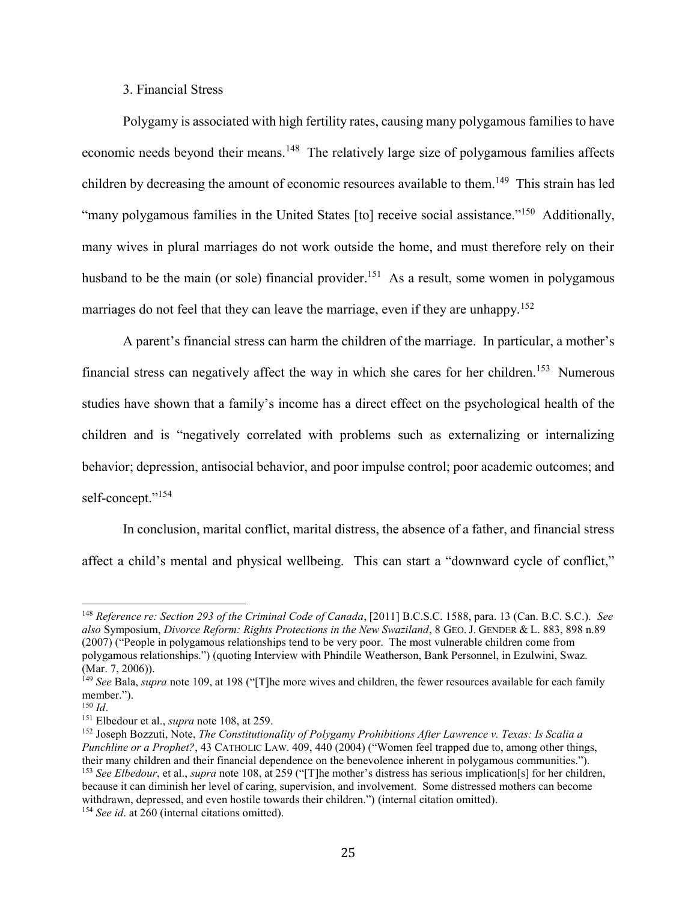3. Financial Stress

Polygamy is associated with high fertility rates, causing many polygamous families to have economic needs beyond their means.[148] The relatively large size of polygamous families affects children by decreasing the amount of economic resources available to them.[149] This strain has led "many polygamous families in the United States [to] receive social assistance."[150] Additionally, many wives in plural marriages do not work outside the home, and must therefore rely on their husband to be the main (or sole) financial provider.[151] As a result, some women in polygamous marriages do not feel that they can leave the marriage, even if they are unhappy.[152]

A parent's financial stress can harm the children of the marriage. In particular, a mother's financial stress can negatively affect the way in which she cares for her children.[153] Numerous studies have shown that a family's income has a direct effect on the psychological health of the children and is "negatively correlated with problems such as externalizing or internalizing behavior; depression, antisocial behavior, and poor impulse control; poor academic outcomes; and self-concept."[154]

In conclusion, marital conflict, marital distress, the absence of a father, and financial stress affect a child's mental and physical wellbeing. This can start a "downward cycle of conflict,"

---

[148] *Reference re: Section 293 of the Criminal Code of Canada*, [2011] B.C.S.C. 1588, para. 13 (Can. B.C. S.C.). *See also* Symposium, *Divorce Reform: Rights Protections in the New Swaziland*, 8 GEO. J. GENDER & L. 883, 898 n.89 (2007) ("People in polygamous relationships tend to be very poor. The most vulnerable children come from polygamous relationships.") (quoting Interview with Phindile Weatherson, Bank Personnel, in Ezulwini, Swaz. (Mar. 7, 2006)).

[149] *See* Bala, *supra* note 109, at 198 ("[T]he more wives and children, the fewer resources available for each family member.").

[150] *Id*.

[151] Elbedour et al., *supra* note 108, at 259.

[152] Joseph Bozzuti, Note, *The Constitutionality of Polygamy Prohibitions After Lawrence v. Texas: Is Scalia a Punchline or a Prophet?*, 43 CATHOLIC LAW. 409, 440 (2004) ("Women feel trapped due to, among other things, their many children and their financial dependence on the benevolence inherent in polygamous communities.").

[153] *See Elbedour*, et al., *supra* note 108, at 259 ("[T]he mother's distress has serious implication[s] for her children, because it can diminish her level of caring, supervision, and involvement. Some distressed mothers can become withdrawn, depressed, and even hostile towards their children.") (internal citation omitted).

[154] *See id*. at 260 (internal citations omitted).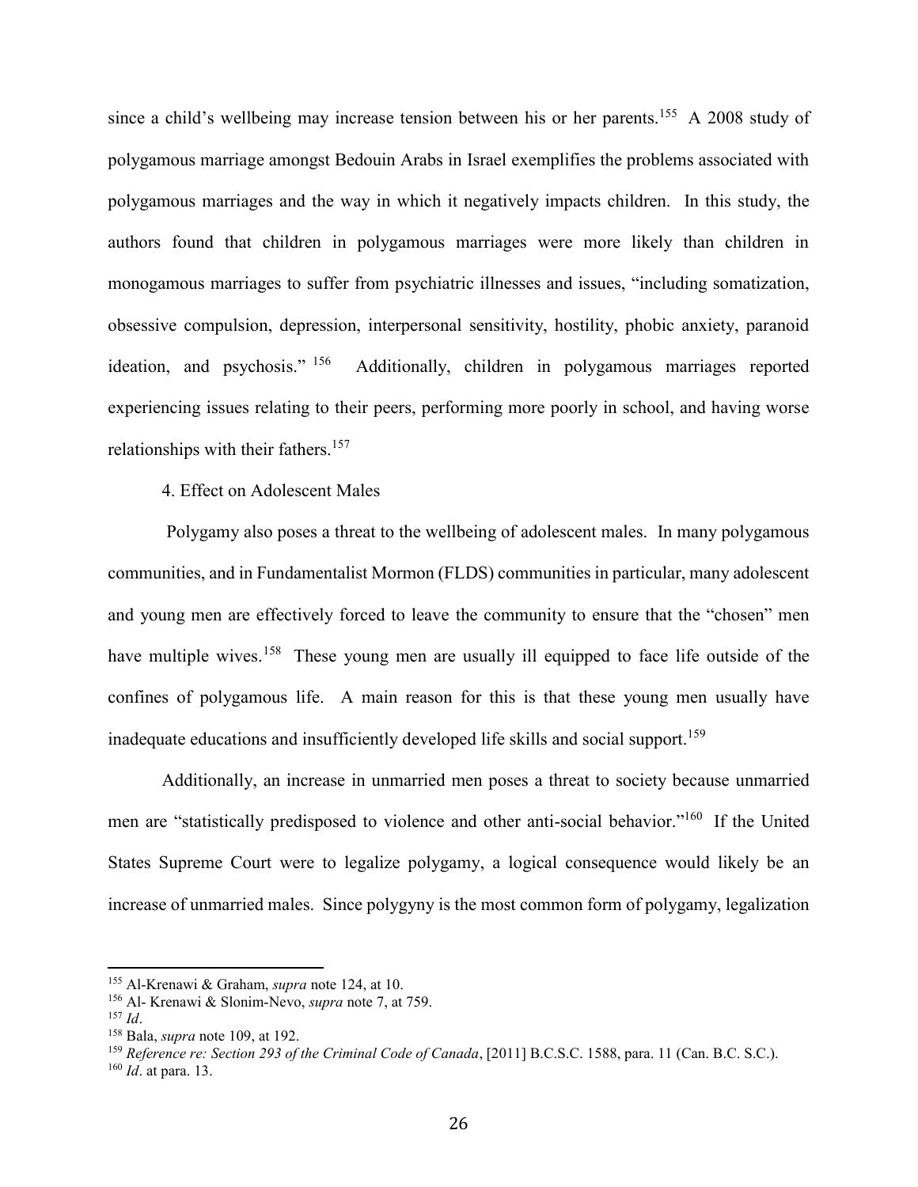since a child's wellbeing may increase tension between his or her parents.[155] A 2008 study of polygamous marriage amongst Bedouin Arabs in Israel exemplifies the problems associated with polygamous marriages and the way in which it negatively impacts children. In this study, the authors found that children in polygamous marriages were more likely than children in monogamous marriages to suffer from psychiatric illnesses and issues, "including somatization, obsessive compulsion, depression, interpersonal sensitivity, hostility, phobic anxiety, paranoid ideation, and psychosis." [156] Additionally, children in polygamous marriages reported experiencing issues relating to their peers, performing more poorly in school, and having worse relationships with their fathers.[157]

4. Effect on Adolescent Males

Polygamy also poses a threat to the wellbeing of adolescent males. In many polygamous communities, and in Fundamentalist Mormon (FLDS) communities in particular, many adolescent and young men are effectively forced to leave the community to ensure that the "chosen" men have multiple wives.[158] These young men are usually ill equipped to face life outside of the confines of polygamous life. A main reason for this is that these young men usually have inadequate educations and insufficiently developed life skills and social support.[159]

Additionally, an increase in unmarried men poses a threat to society because unmarried men are "statistically predisposed to violence and other anti-social behavior."[160] If the United States Supreme Court were to legalize polygamy, a logical consequence would likely be an increase of unmarried males. Since polygyny is the most common form of polygamy, legalization

---

[155] Al-Krenawi & Graham, *supra* note 124, at 10.

[156] Al- Krenawi & Slonim-Nevo, *supra* note 7, at 759.

[157] *Id*.

[158] Bala, *supra* note 109, at 192.

[159] *Reference re: Section 293 of the Criminal Code of Canada*, [2011] B.C.S.C. 1588, para. 11 (Can. B.C. S.C.).

[160] *Id*. at para. 13.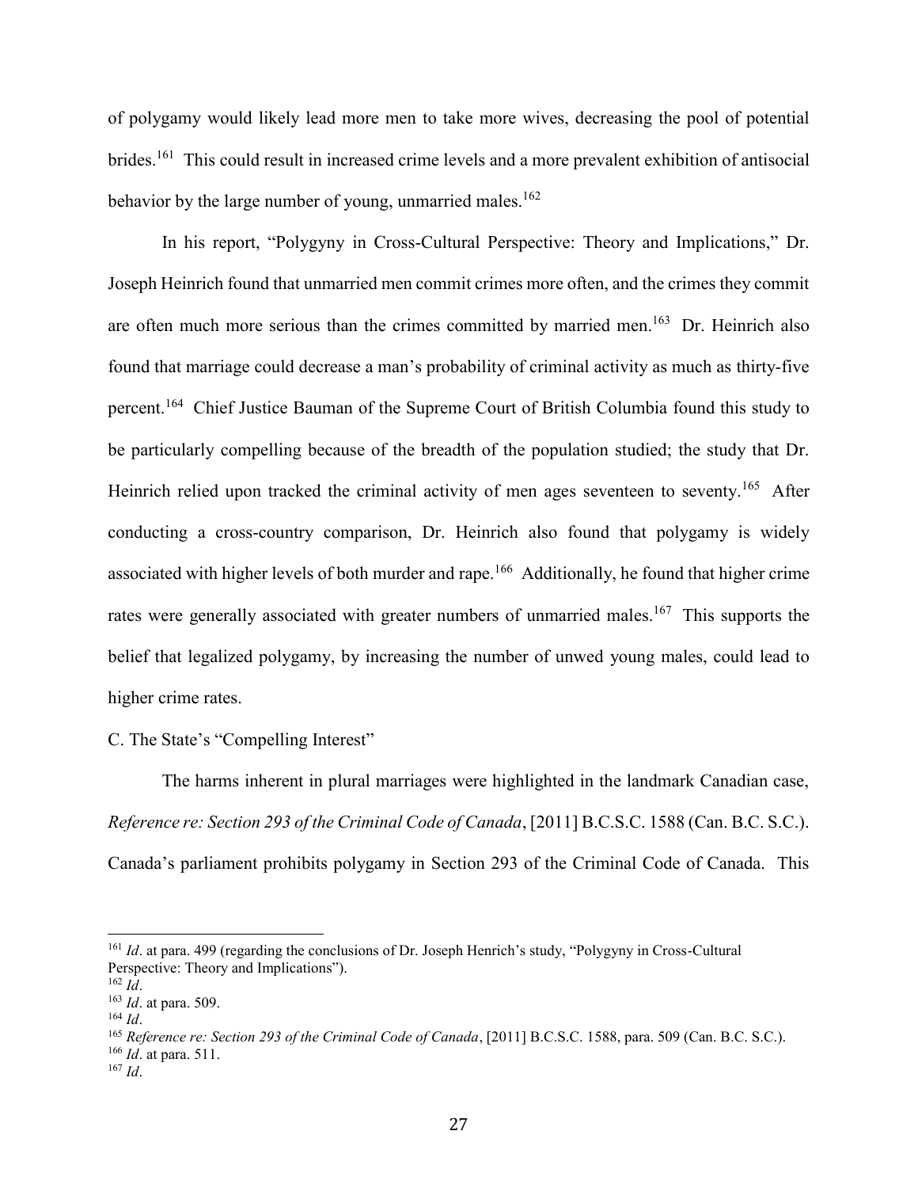of polygamy would likely lead more men to take more wives, decreasing the pool of potential brides.[161] This could result in increased crime levels and a more prevalent exhibition of antisocial behavior by the large number of young, unmarried males.[162]

In his report, "Polygyny in Cross-Cultural Perspective: Theory and Implications," Dr. Joseph Heinrich found that unmarried men commit crimes more often, and the crimes they commit are often much more serious than the crimes committed by married men.[163] Dr. Heinrich also found that marriage could decrease a man's probability of criminal activity as much as thirty-five percent.[164] Chief Justice Bauman of the Supreme Court of British Columbia found this study to be particularly compelling because of the breadth of the population studied; the study that Dr. Heinrich relied upon tracked the criminal activity of men ages seventeen to seventy.[165] After conducting a cross-country comparison, Dr. Heinrich also found that polygamy is widely associated with higher levels of both murder and rape.[166] Additionally, he found that higher crime rates were generally associated with greater numbers of unmarried males.[167] This supports the belief that legalized polygamy, by increasing the number of unwed young males, could lead to higher crime rates.

C. The State's "Compelling Interest"

The harms inherent in plural marriages were highlighted in the landmark Canadian case, *Reference re: Section 293 of the Criminal Code of Canada*, [2011] B.C.S.C. 1588 (Can. B.C. S.C.). Canada's parliament prohibits polygamy in Section 293 of the Criminal Code of Canada. This

---

[161] *Id*. at para. 499 (regarding the conclusions of Dr. Joseph Henrich's study, "Polygyny in Cross-Cultural Perspective: Theory and Implications").

[162] *Id*.

[163] *Id*. at para. 509.

[164] *Id*.

[165] *Reference re: Section 293 of the Criminal Code of Canada*, [2011] B.C.S.C. 1588, para. 509 (Can. B.C. S.C.).

[166] *Id*. at para. 511.

[167] *Id*.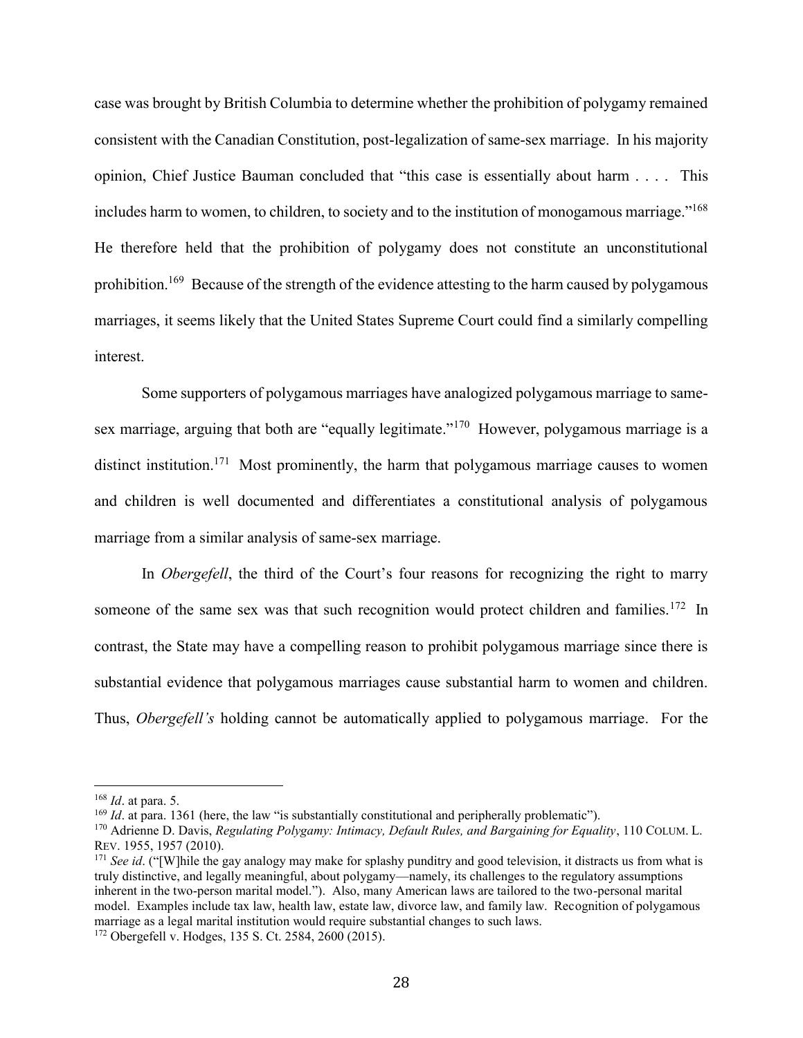case was brought by British Columbia to determine whether the prohibition of polygamy remained consistent with the Canadian Constitution, post-legalization of same-sex marriage. In his majority opinion, Chief Justice Bauman concluded that "this case is essentially about harm . . . . This includes harm to women, to children, to society and to the institution of monogamous marriage."[168] He therefore held that the prohibition of polygamy does not constitute an unconstitutional prohibition.[169] Because of the strength of the evidence attesting to the harm caused by polygamous marriages, it seems likely that the United States Supreme Court could find a similarly compelling interest.

Some supporters of polygamous marriages have analogized polygamous marriage to same-sex marriage, arguing that both are "equally legitimate."[170] However, polygamous marriage is a distinct institution.[171] Most prominently, the harm that polygamous marriage causes to women and children is well documented and differentiates a constitutional analysis of polygamous marriage from a similar analysis of same-sex marriage.

In *Obergefell*, the third of the Court's four reasons for recognizing the right to marry someone of the same sex was that such recognition would protect children and families.[172] In contrast, the State may have a compelling reason to prohibit polygamous marriage since there is substantial evidence that polygamous marriages cause substantial harm to women and children. Thus, *Obergefell's* holding cannot be automatically applied to polygamous marriage. For the

---

[168] *Id*. at para. 5.

[169] *Id*. at para. 1361 (here, the law "is substantially constitutional and peripherally problematic").

[170] Adrienne D. Davis, *Regulating Polygamy: Intimacy, Default Rules, and Bargaining for Equality*, 110 COLUM. L. REV. 1955, 1957 (2010).

[171] *See id*. ("[W]hile the gay analogy may make for splashy punditry and good television, it distracts us from what is truly distinctive, and legally meaningful, about polygamy—namely, its challenges to the regulatory assumptions inherent in the two-person marital model."). Also, many American laws are tailored to the two-personal marital model. Examples include tax law, health law, estate law, divorce law, and family law. Recognition of polygamous marriage as a legal marital institution would require substantial changes to such laws.

[172] Obergefell v. Hodges, 135 S. Ct. 2584, 2600 (2015).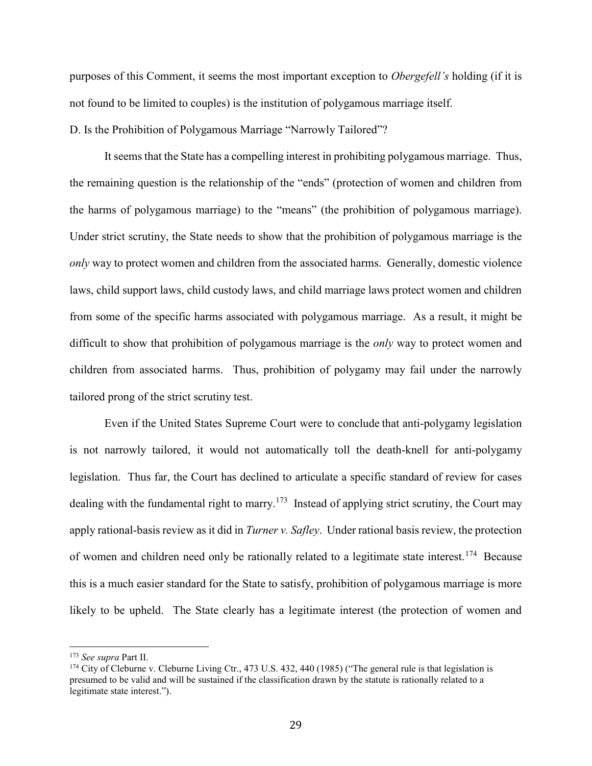purposes of this Comment, it seems the most important exception to *Obergefell's* holding (if it is not found to be limited to couples) is the institution of polygamous marriage itself.

D. Is the Prohibition of Polygamous Marriage "Narrowly Tailored"?

It seems that the State has a compelling interest in prohibiting polygamous marriage. Thus, the remaining question is the relationship of the "ends" (protection of women and children from the harms of polygamous marriage) to the "means" (the prohibition of polygamous marriage). Under strict scrutiny, the State needs to show that the prohibition of polygamous marriage is the *only* way to protect women and children from the associated harms. Generally, domestic violence laws, child support laws, child custody laws, and child marriage laws protect women and children from some of the specific harms associated with polygamous marriage. As a result, it might be difficult to show that prohibition of polygamous marriage is the *only* way to protect women and children from associated harms. Thus, prohibition of polygamy may fail under the narrowly tailored prong of the strict scrutiny test.

Even if the United States Supreme Court were to conclude that anti-polygamy legislation is not narrowly tailored, it would not automatically toll the death-knell for anti-polygamy legislation. Thus far, the Court has declined to articulate a specific standard of review for cases dealing with the fundamental right to marry.[173] Instead of applying strict scrutiny, the Court may apply rational-basis review as it did in *Turner v. Safley*. Under rational basis review, the protection of women and children need only be rationally related to a legitimate state interest.[174] Because this is a much easier standard for the State to satisfy, prohibition of polygamous marriage is more likely to be upheld. The State clearly has a legitimate interest (the protection of women and

---

[173] *See supra* Part II.

[174] City of Cleburne v. Cleburne Living Ctr., 473 U.S. 432, 440 (1985) ("The general rule is that legislation is presumed to be valid and will be sustained if the classification drawn by the statute is rationally related to a legitimate state interest.").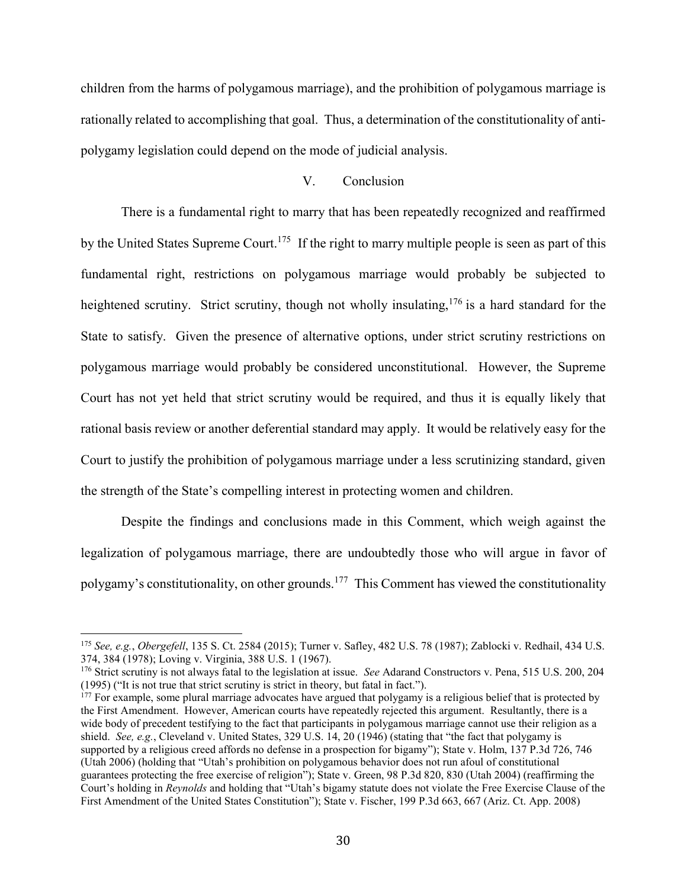children from the harms of polygamous marriage), and the prohibition of polygamous marriage is rationally related to accomplishing that goal. Thus, a determination of the constitutionality of anti-polygamy legislation could depend on the mode of judicial analysis.

## V. Conclusion

There is a fundamental right to marry that has been repeatedly recognized and reaffirmed by the United States Supreme Court.[175] If the right to marry multiple people is seen as part of this fundamental right, restrictions on polygamous marriage would probably be subjected to heightened scrutiny. Strict scrutiny, though not wholly insulating,[176] is a hard standard for the State to satisfy. Given the presence of alternative options, under strict scrutiny restrictions on polygamous marriage would probably be considered unconstitutional. However, the Supreme Court has not yet held that strict scrutiny would be required, and thus it is equally likely that rational basis review or another deferential standard may apply. It would be relatively easy for the Court to justify the prohibition of polygamous marriage under a less scrutinizing standard, given the strength of the State's compelling interest in protecting women and children.

Despite the findings and conclusions made in this Comment, which weigh against the legalization of polygamous marriage, there are undoubtedly those who will argue in favor of polygamy's constitutionality, on other grounds.[177] This Comment has viewed the constitutionality

---

[175] *See, e.g.*, *Obergefell*, 135 S. Ct. 2584 (2015); Turner v. Safley, 482 U.S. 78 (1987); Zablocki v. Redhail, 434 U.S. 374, 384 (1978); Loving v. Virginia, 388 U.S. 1 (1967).

[176] Strict scrutiny is not always fatal to the legislation at issue. *See* Adarand Constructors v. Pena, 515 U.S. 200, 204 (1995) ("It is not true that strict scrutiny is strict in theory, but fatal in fact.").

[177] For example, some plural marriage advocates have argued that polygamy is a religious belief that is protected by the First Amendment. However, American courts have repeatedly rejected this argument. Resultantly, there is a wide body of precedent testifying to the fact that participants in polygamous marriage cannot use their religion as a shield. *See, e.g.*, Cleveland v. United States, 329 U.S. 14, 20 (1946) (stating that "the fact that polygamy is supported by a religious creed affords no defense in a prospection for bigamy"); State v. Holm, 137 P.3d 726, 746 (Utah 2006) (holding that "Utah's prohibition on polygamous behavior does not run afoul of constitutional guarantees protecting the free exercise of religion"); State v. Green, 98 P.3d 820, 830 (Utah 2004) (reaffirming the Court's holding in *Reynolds* and holding that "Utah's bigamy statute does not violate the Free Exercise Clause of the First Amendment of the United States Constitution"); State v. Fischer, 199 P.3d 663, 667 (Ariz. Ct. App. 2008)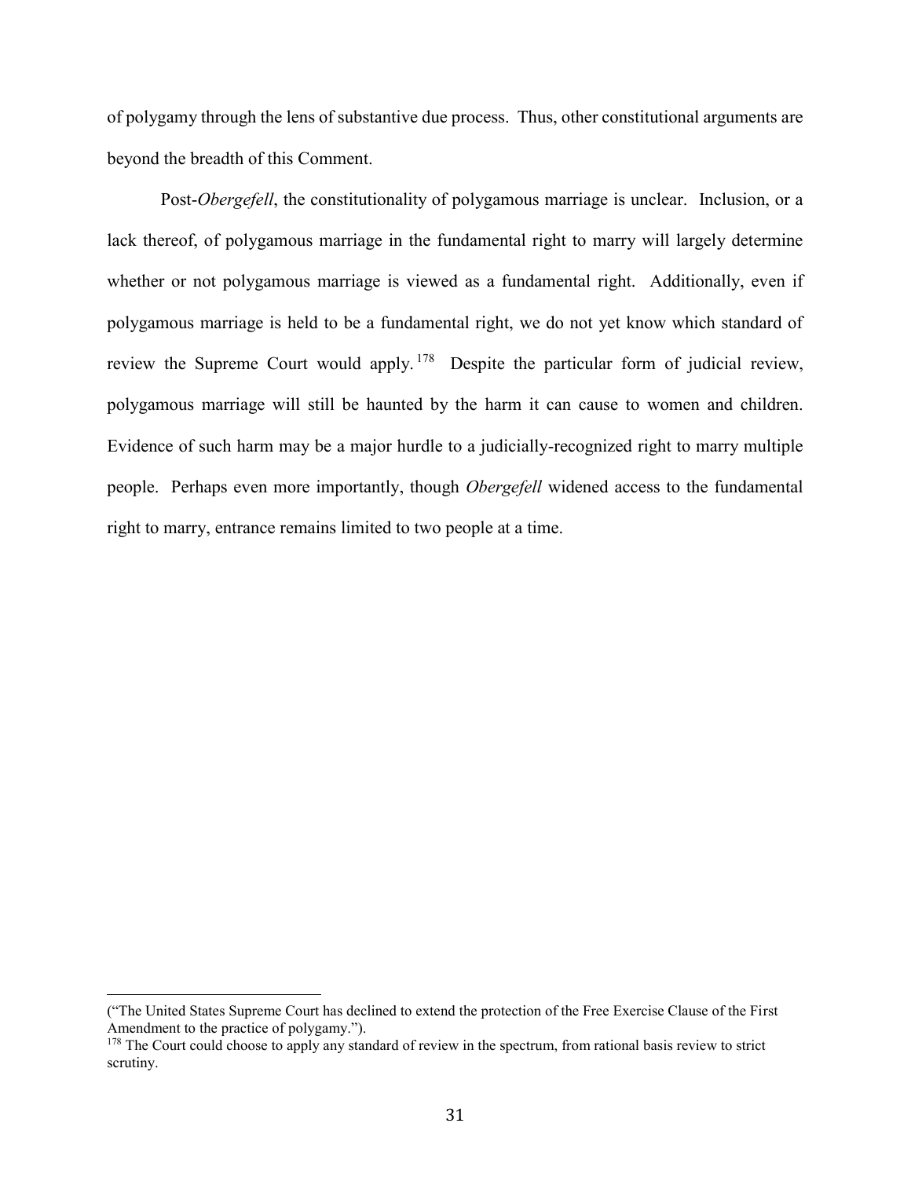of polygamy through the lens of substantive due process. Thus, other constitutional arguments are beyond the breadth of this Comment.

Post-*Obergefell*, the constitutionality of polygamous marriage is unclear. Inclusion, or a lack thereof, of polygamous marriage in the fundamental right to marry will largely determine whether or not polygamous marriage is viewed as a fundamental right. Additionally, even if polygamous marriage is held to be a fundamental right, we do not yet know which standard of review the Supreme Court would apply.[178] Despite the particular form of judicial review, polygamous marriage will still be haunted by the harm it can cause to women and children. Evidence of such harm may be a major hurdle to a judicially-recognized right to marry multiple people. Perhaps even more importantly, though *Obergefell* widened access to the fundamental right to marry, entrance remains limited to two people at a time.

---

("The United States Supreme Court has declined to extend the protection of the Free Exercise Clause of the First Amendment to the practice of polygamy.").

[178] The Court could choose to apply any standard of review in the spectrum, from rational basis review to strict scrutiny.